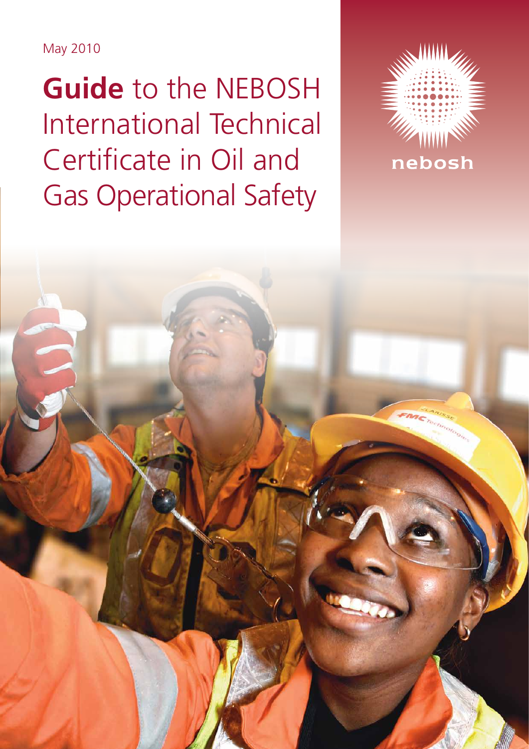May 2010

# **Guide** to the NEBOSH International Technical Certificate in Oil and Gas Operational Safety

nebosh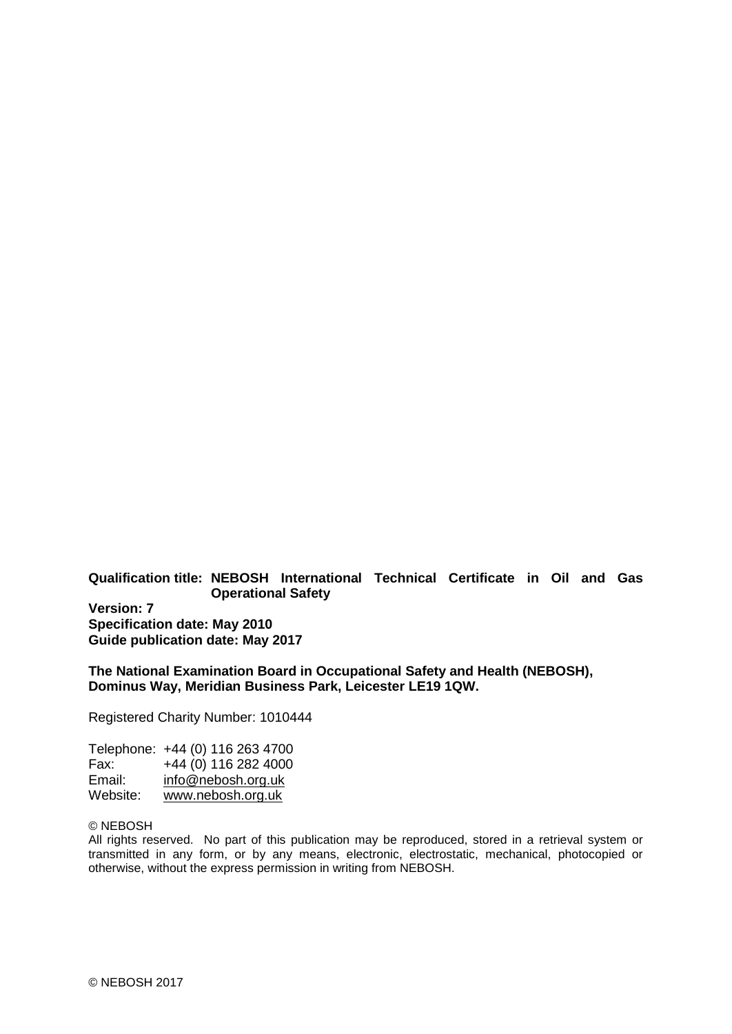**Qualification title: NEBOSH International Technical Certificate in Oil and Gas Operational Safety**
**Version: 7**
**Specification date: May 2010**
**Guide publication date: May 2017**

**The National Examination Board in Occupational Safety and Health (NEBOSH), Dominus Way, Meridian Business Park, Leicester LE19 1QW.**

Registered Charity Number: 1010444

Telephone: +44 (0) 116 263 4700
Fax: +44 (0) 116 282 4000
Email: info@nebosh.org.uk
Website: www.nebosh.org.uk

© NEBOSH
All rights reserved. No part of this publication may be reproduced, stored in a retrieval system or transmitted in any form, or by any means, electronic, electrostatic, mechanical, photocopied or otherwise, without the express permission in writing from NEBOSH.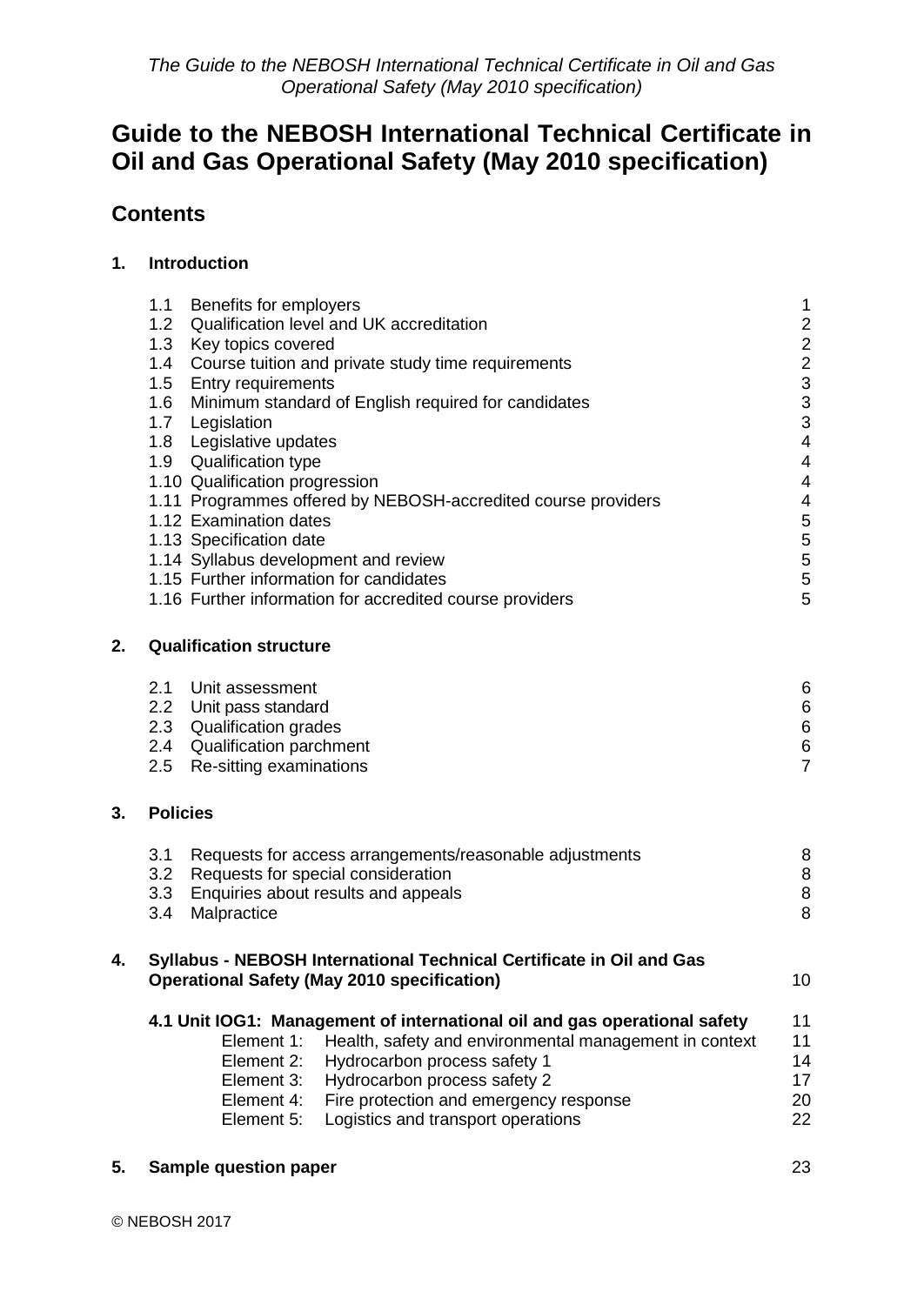# Guide to the NEBOSH International Technical Certificate in Oil and Gas Operational Safety (May 2010 specification)

## Contents

**1. Introduction**

| | | |
|---|---|---|
| 1.1 | Benefits for employers | 1 |
| 1.2 | Qualification level and UK accreditation | 2 |
| 1.3 | Key topics covered | 2 |
| 1.4 | Course tuition and private study time requirements | 2 |
| 1.5 | Entry requirements | 3 |
| 1.6 | Minimum standard of English required for candidates | 3 |
| 1.7 | Legislation | 3 |
| 1.8 | Legislative updates | 4 |
| 1.9 | Qualification type | 4 |
| 1.10 | Qualification progression | 4 |
| 1.11 | Programmes offered by NEBOSH-accredited course providers | 4 |
| 1.12 | Examination dates | 5 |
| 1.13 | Specification date | 5 |
| 1.14 | Syllabus development and review | 5 |
| 1.15 | Further information for candidates | 5 |
| 1.16 | Further information for accredited course providers | 5 |

**2. Qualification structure**

| | | |
|---|---|---|
| 2.1 | Unit assessment | 6 |
| 2.2 | Unit pass standard | 6 |
| 2.3 | Qualification grades | 6 |
| 2.4 | Qualification parchment | 6 |
| 2.5 | Re-sitting examinations | 7 |

**3. Policies**

| | | |
|---|---|---|
| 3.1 | Requests for access arrangements/reasonable adjustments | 8 |
| 3.2 | Requests for special consideration | 8 |
| 3.3 | Enquiries about results and appeals | 8 |
| 3.4 | Malpractice | 8 |

**4. Syllabus - NEBOSH International Technical Certificate in Oil and Gas Operational Safety (May 2010 specification)** 10

**4.1 Unit IOG1: Management of international oil and gas operational safety** 11

| | | |
|---|---|---|
| Element 1: | Health, safety and environmental management in context | 11 |
| Element 2: | Hydrocarbon process safety 1 | 14 |
| Element 3: | Hydrocarbon process safety 2 | 17 |
| Element 4: | Fire protection and emergency response | 20 |
| Element 5: | Logistics and transport operations | 22 |

**5. Sample question paper** 23

© NEBOSH 2017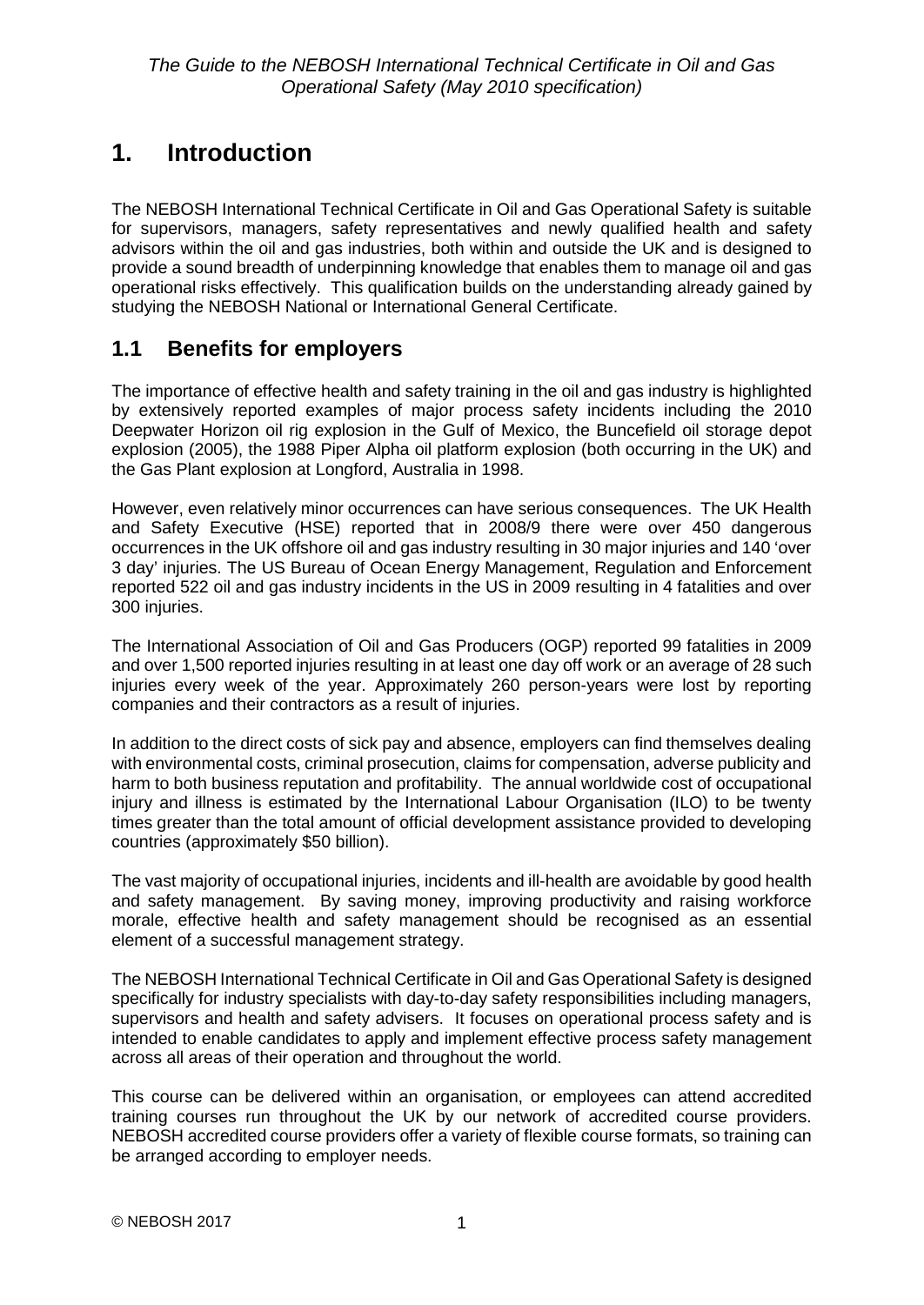# 1. Introduction

The NEBOSH International Technical Certificate in Oil and Gas Operational Safety is suitable for supervisors, managers, safety representatives and newly qualified health and safety advisors within the oil and gas industries, both within and outside the UK and is designed to provide a sound breadth of underpinning knowledge that enables them to manage oil and gas operational risks effectively. This qualification builds on the understanding already gained by studying the NEBOSH National or International General Certificate.

## 1.1 Benefits for employers

The importance of effective health and safety training in the oil and gas industry is highlighted by extensively reported examples of major process safety incidents including the 2010 Deepwater Horizon oil rig explosion in the Gulf of Mexico, the Buncefield oil storage depot explosion (2005), the 1988 Piper Alpha oil platform explosion (both occurring in the UK) and the Gas Plant explosion at Longford, Australia in 1998.

However, even relatively minor occurrences can have serious consequences. The UK Health and Safety Executive (HSE) reported that in 2008/9 there were over 450 dangerous occurrences in the UK offshore oil and gas industry resulting in 30 major injuries and 140 'over 3 day' injuries. The US Bureau of Ocean Energy Management, Regulation and Enforcement reported 522 oil and gas industry incidents in the US in 2009 resulting in 4 fatalities and over 300 injuries.

The International Association of Oil and Gas Producers (OGP) reported 99 fatalities in 2009 and over 1,500 reported injuries resulting in at least one day off work or an average of 28 such injuries every week of the year. Approximately 260 person-years were lost by reporting companies and their contractors as a result of injuries.

In addition to the direct costs of sick pay and absence, employers can find themselves dealing with environmental costs, criminal prosecution, claims for compensation, adverse publicity and harm to both business reputation and profitability. The annual worldwide cost of occupational injury and illness is estimated by the International Labour Organisation (ILO) to be twenty times greater than the total amount of official development assistance provided to developing countries (approximately $50 billion).

The vast majority of occupational injuries, incidents and ill-health are avoidable by good health and safety management. By saving money, improving productivity and raising workforce morale, effective health and safety management should be recognised as an essential element of a successful management strategy.

The NEBOSH International Technical Certificate in Oil and Gas Operational Safety is designed specifically for industry specialists with day-to-day safety responsibilities including managers, supervisors and health and safety advisers. It focuses on operational process safety and is intended to enable candidates to apply and implement effective process safety management across all areas of their operation and throughout the world.

This course can be delivered within an organisation, or employees can attend accredited training courses run throughout the UK by our network of accredited course providers. NEBOSH accredited course providers offer a variety of flexible course formats, so training can be arranged according to employer needs.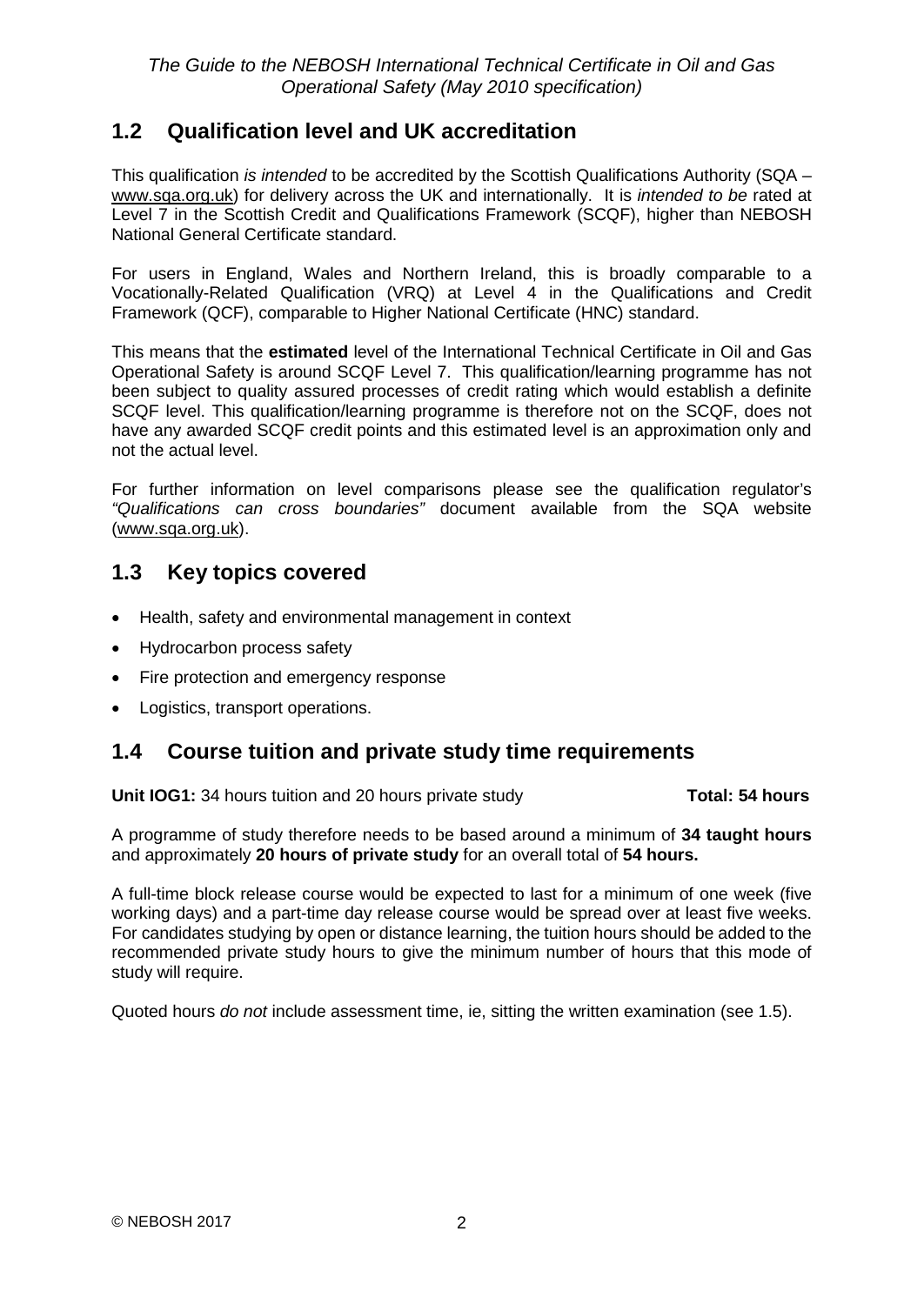## 1.2 Qualification level and UK accreditation

This qualification *is intended* to be accredited by the Scottish Qualifications Authority (SQA – www.sqa.org.uk) for delivery across the UK and internationally. It is *intended to be* rated at Level 7 in the Scottish Credit and Qualifications Framework (SCQF), higher than NEBOSH National General Certificate standard.

For users in England, Wales and Northern Ireland, this is broadly comparable to a Vocationally-Related Qualification (VRQ) at Level 4 in the Qualifications and Credit Framework (QCF), comparable to Higher National Certificate (HNC) standard.

This means that the **estimated** level of the International Technical Certificate in Oil and Gas Operational Safety is around SCQF Level 7. This qualification/learning programme has not been subject to quality assured processes of credit rating which would establish a definite SCQF level. This qualification/learning programme is therefore not on the SCQF, does not have any awarded SCQF credit points and this estimated level is an approximation only and not the actual level.

For further information on level comparisons please see the qualification regulator's *"Qualifications can cross boundaries"* document available from the SQA website (www.sqa.org.uk).

## 1.3 Key topics covered

- Health, safety and environmental management in context
- Hydrocarbon process safety
- Fire protection and emergency response
- Logistics, transport operations.

## 1.4 Course tuition and private study time requirements

**Unit IOG1:** 34 hours tuition and 20 hours private study **Total: 54 hours**

A programme of study therefore needs to be based around a minimum of **34 taught hours** and approximately **20 hours of private study** for an overall total of **54 hours.**

A full-time block release course would be expected to last for a minimum of one week (five working days) and a part-time day release course would be spread over at least five weeks. For candidates studying by open or distance learning, the tuition hours should be added to the recommended private study hours to give the minimum number of hours that this mode of study will require.

Quoted hours *do not* include assessment time, ie, sitting the written examination (see 1.5).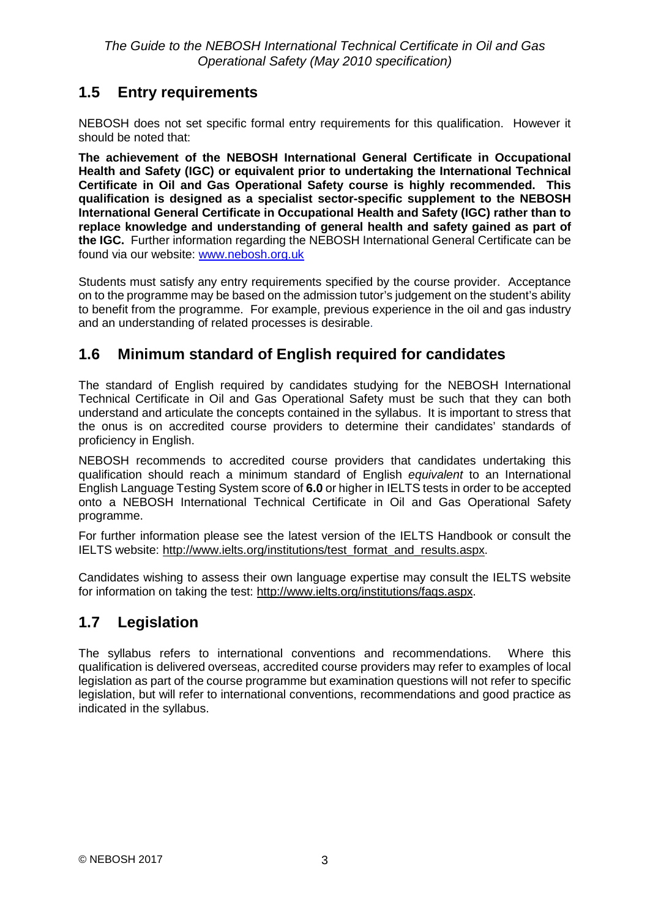## 1.5 Entry requirements

NEBOSH does not set specific formal entry requirements for this qualification. However it should be noted that:

**The achievement of the NEBOSH International General Certificate in Occupational Health and Safety (IGC) or equivalent prior to undertaking the International Technical Certificate in Oil and Gas Operational Safety course is highly recommended. This qualification is designed as a specialist sector-specific supplement to the NEBOSH International General Certificate in Occupational Health and Safety (IGC) rather than to replace knowledge and understanding of general health and safety gained as part of the IGC.** Further information regarding the NEBOSH International General Certificate can be found via our website: www.nebosh.org.uk

Students must satisfy any entry requirements specified by the course provider. Acceptance on to the programme may be based on the admission tutor's judgement on the student's ability to benefit from the programme. For example, previous experience in the oil and gas industry and an understanding of related processes is desirable.

## 1.6 Minimum standard of English required for candidates

The standard of English required by candidates studying for the NEBOSH International Technical Certificate in Oil and Gas Operational Safety must be such that they can both understand and articulate the concepts contained in the syllabus. It is important to stress that the onus is on accredited course providers to determine their candidates' standards of proficiency in English.

NEBOSH recommends to accredited course providers that candidates undertaking this qualification should reach a minimum standard of English *equivalent* to an International English Language Testing System score of **6.0** or higher in IELTS tests in order to be accepted onto a NEBOSH International Technical Certificate in Oil and Gas Operational Safety programme.

For further information please see the latest version of the IELTS Handbook or consult the IELTS website: http://www.ielts.org/institutions/test_format_and_results.aspx.

Candidates wishing to assess their own language expertise may consult the IELTS website for information on taking the test: http://www.ielts.org/institutions/faqs.aspx.

## 1.7 Legislation

The syllabus refers to international conventions and recommendations. Where this qualification is delivered overseas, accredited course providers may refer to examples of local legislation as part of the course programme but examination questions will not refer to specific legislation, but will refer to international conventions, recommendations and good practice as indicated in the syllabus.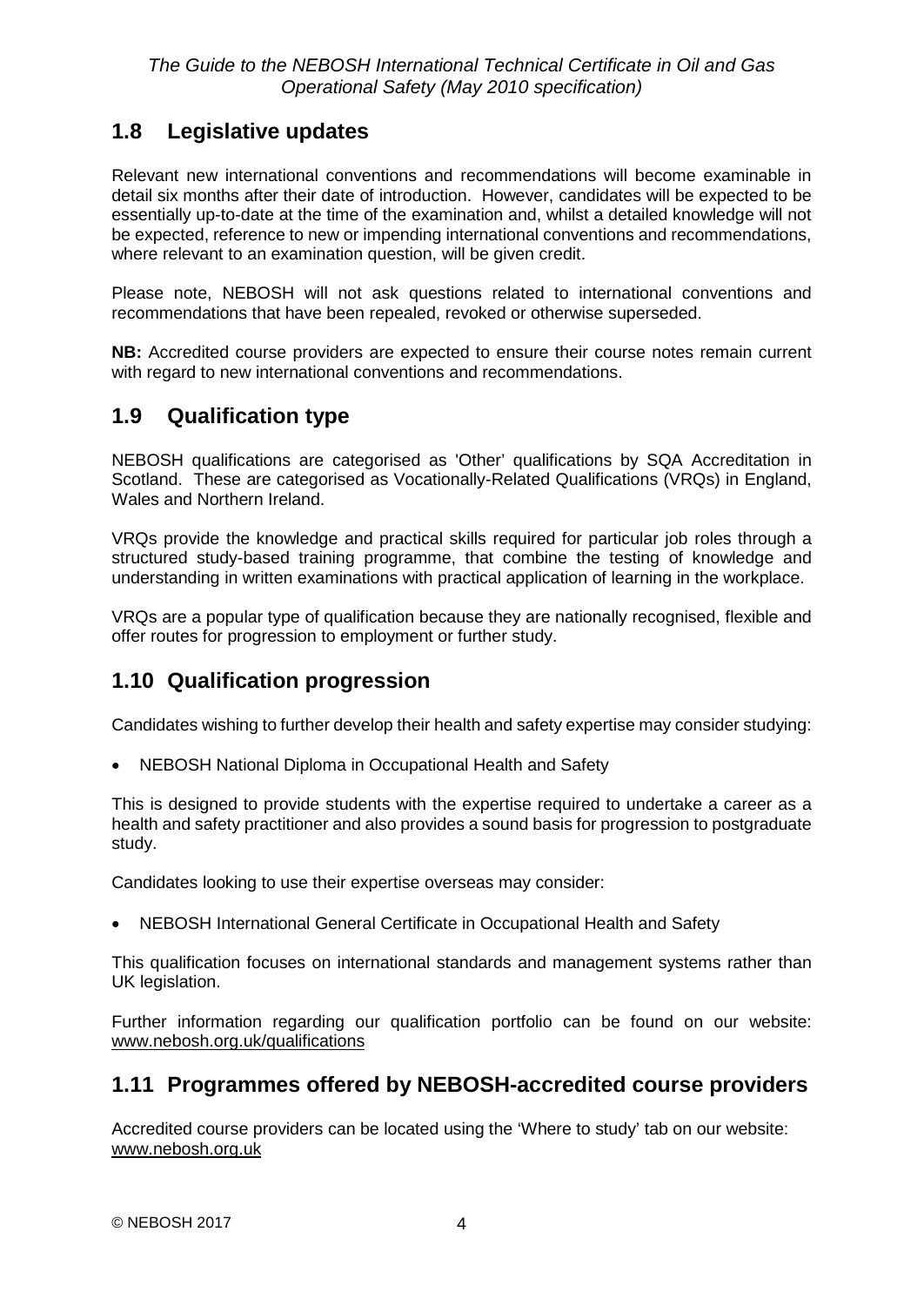## 1.8 Legislative updates

Relevant new international conventions and recommendations will become examinable in detail six months after their date of introduction. However, candidates will be expected to be essentially up-to-date at the time of the examination and, whilst a detailed knowledge will not be expected, reference to new or impending international conventions and recommendations, where relevant to an examination question, will be given credit.

Please note, NEBOSH will not ask questions related to international conventions and recommendations that have been repealed, revoked or otherwise superseded.

**NB:** Accredited course providers are expected to ensure their course notes remain current with regard to new international conventions and recommendations.

## 1.9 Qualification type

NEBOSH qualifications are categorised as 'Other' qualifications by SQA Accreditation in Scotland. These are categorised as Vocationally-Related Qualifications (VRQs) in England, Wales and Northern Ireland.

VRQs provide the knowledge and practical skills required for particular job roles through a structured study-based training programme, that combine the testing of knowledge and understanding in written examinations with practical application of learning in the workplace.

VRQs are a popular type of qualification because they are nationally recognised, flexible and offer routes for progression to employment or further study.

## 1.10 Qualification progression

Candidates wishing to further develop their health and safety expertise may consider studying:

- NEBOSH National Diploma in Occupational Health and Safety

This is designed to provide students with the expertise required to undertake a career as a health and safety practitioner and also provides a sound basis for progression to postgraduate study.

Candidates looking to use their expertise overseas may consider:

- NEBOSH International General Certificate in Occupational Health and Safety

This qualification focuses on international standards and management systems rather than UK legislation.

Further information regarding our qualification portfolio can be found on our website: www.nebosh.org.uk/qualifications

## 1.11 Programmes offered by NEBOSH-accredited course providers

Accredited course providers can be located using the 'Where to study' tab on our website: www.nebosh.org.uk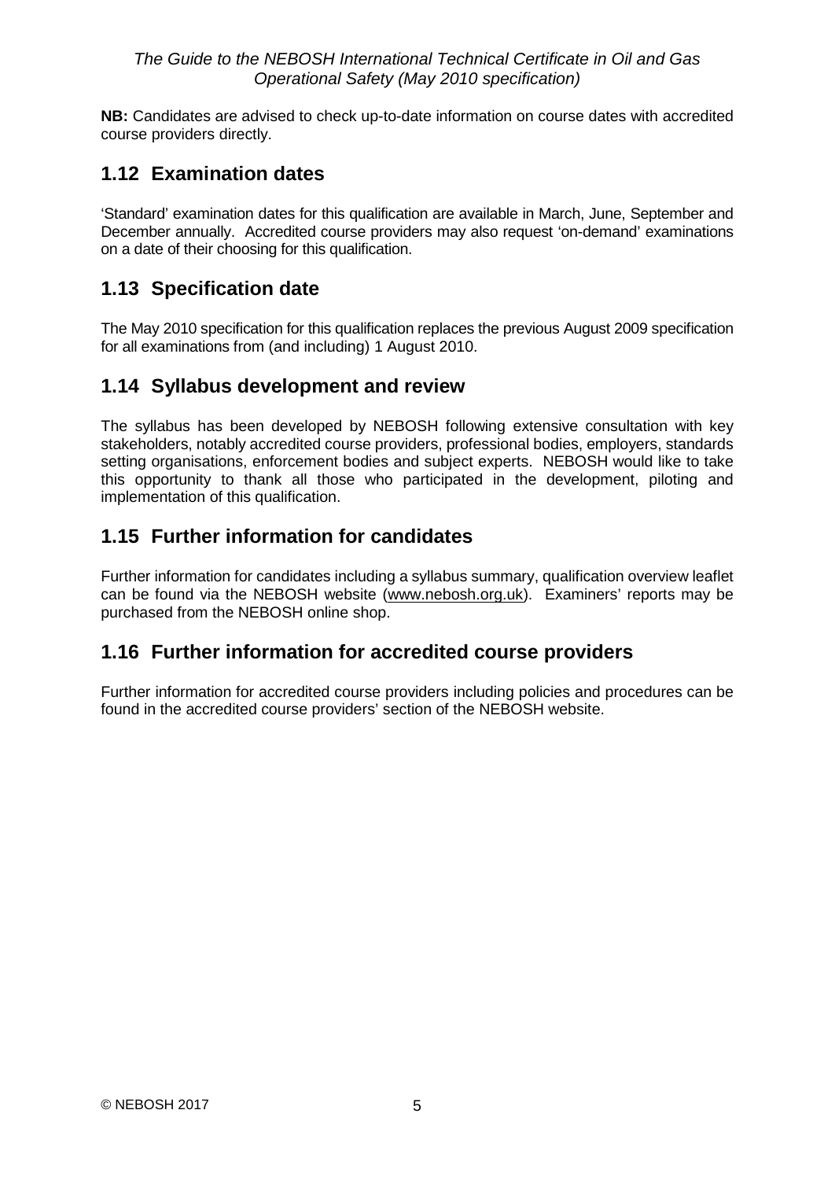**NB:** Candidates are advised to check up-to-date information on course dates with accredited course providers directly.

## 1.12 Examination dates

'Standard' examination dates for this qualification are available in March, June, September and December annually. Accredited course providers may also request 'on-demand' examinations on a date of their choosing for this qualification.

## 1.13 Specification date

The May 2010 specification for this qualification replaces the previous August 2009 specification for all examinations from (and including) 1 August 2010.

## 1.14 Syllabus development and review

The syllabus has been developed by NEBOSH following extensive consultation with key stakeholders, notably accredited course providers, professional bodies, employers, standards setting organisations, enforcement bodies and subject experts. NEBOSH would like to take this opportunity to thank all those who participated in the development, piloting and implementation of this qualification.

## 1.15 Further information for candidates

Further information for candidates including a syllabus summary, qualification overview leaflet can be found via the NEBOSH website (www.nebosh.org.uk). Examiners' reports may be purchased from the NEBOSH online shop.

## 1.16 Further information for accredited course providers

Further information for accredited course providers including policies and procedures can be found in the accredited course providers' section of the NEBOSH website.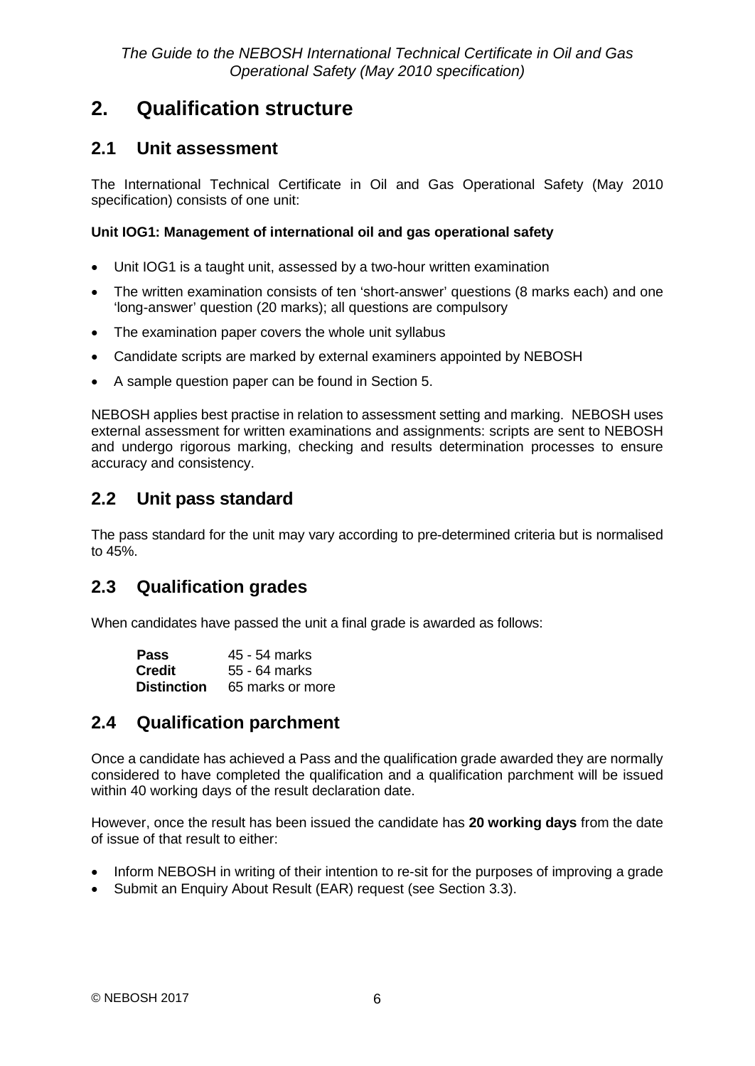# 2. Qualification structure

## 2.1 Unit assessment

The International Technical Certificate in Oil and Gas Operational Safety (May 2010 specification) consists of one unit:

**Unit IOG1: Management of international oil and gas operational safety**

- Unit IOG1 is a taught unit, assessed by a two-hour written examination
- The written examination consists of ten 'short-answer' questions (8 marks each) and one 'long-answer' question (20 marks); all questions are compulsory
- The examination paper covers the whole unit syllabus
- Candidate scripts are marked by external examiners appointed by NEBOSH
- A sample question paper can be found in Section 5.

NEBOSH applies best practise in relation to assessment setting and marking. NEBOSH uses external assessment for written examinations and assignments: scripts are sent to NEBOSH and undergo rigorous marking, checking and results determination processes to ensure accuracy and consistency.

## 2.2 Unit pass standard

The pass standard for the unit may vary according to pre-determined criteria but is normalised to 45%.

## 2.3 Qualification grades

When candidates have passed the unit a final grade is awarded as follows:

| | |
|---|---|
| **Pass** | 45 - 54 marks |
| **Credit** | 55 - 64 marks |
| **Distinction** | 65 marks or more |

## 2.4 Qualification parchment

Once a candidate has achieved a Pass and the qualification grade awarded they are normally considered to have completed the qualification and a qualification parchment will be issued within 40 working days of the result declaration date.

However, once the result has been issued the candidate has **20 working days** from the date of issue of that result to either:

- Inform NEBOSH in writing of their intention to re-sit for the purposes of improving a grade
- Submit an Enquiry About Result (EAR) request (see Section 3.3).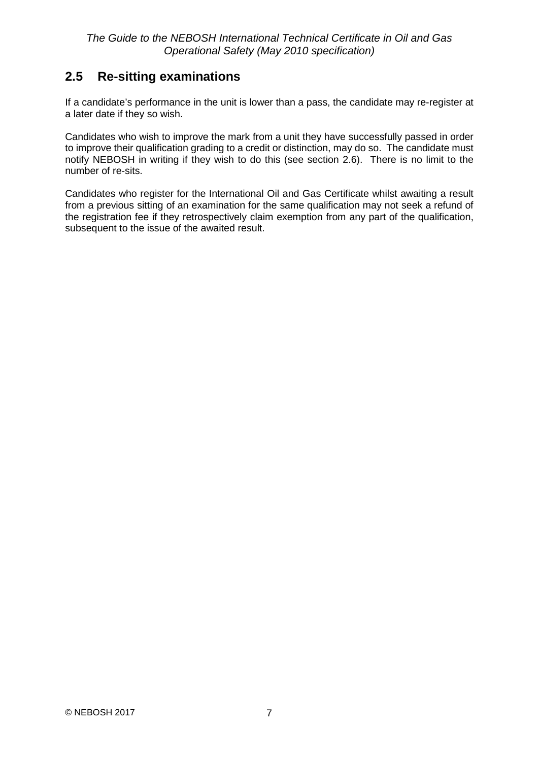## 2.5 Re-sitting examinations

If a candidate's performance in the unit is lower than a pass, the candidate may re-register at a later date if they so wish.

Candidates who wish to improve the mark from a unit they have successfully passed in order to improve their qualification grading to a credit or distinction, may do so. The candidate must notify NEBOSH in writing if they wish to do this (see section 2.6). There is no limit to the number of re-sits.

Candidates who register for the International Oil and Gas Certificate whilst awaiting a result from a previous sitting of an examination for the same qualification may not seek a refund of the registration fee if they retrospectively claim exemption from any part of the qualification, subsequent to the issue of the awaited result.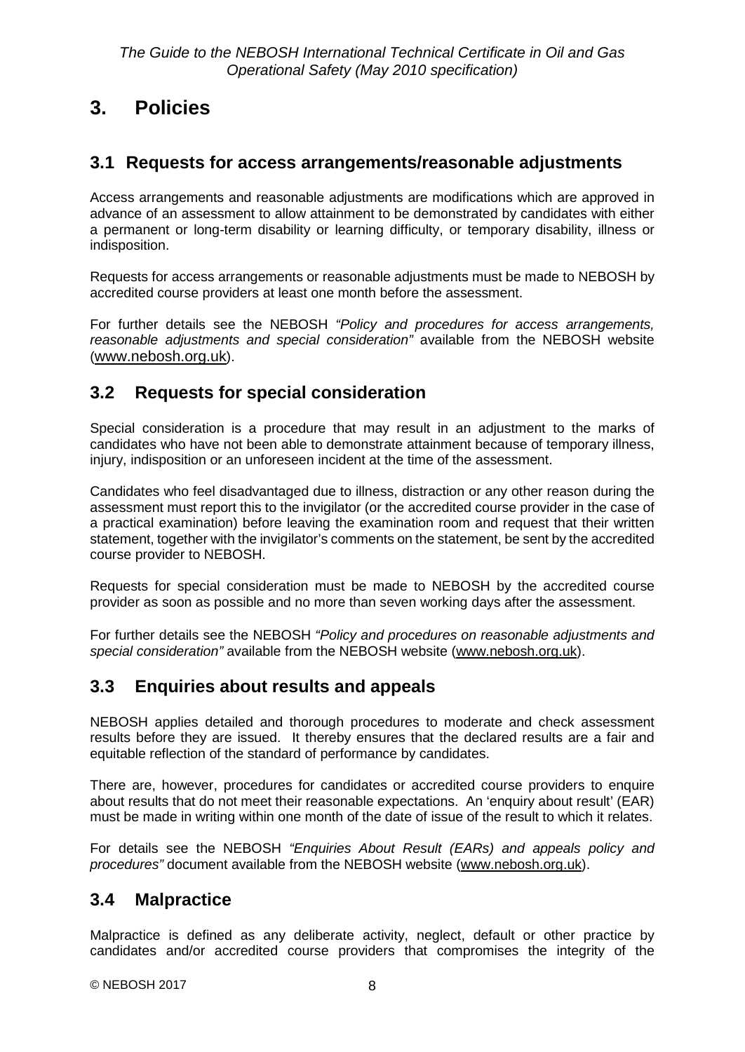# 3. Policies

## 3.1 Requests for access arrangements/reasonable adjustments

Access arrangements and reasonable adjustments are modifications which are approved in advance of an assessment to allow attainment to be demonstrated by candidates with either a permanent or long-term disability or learning difficulty, or temporary disability, illness or indisposition.

Requests for access arrangements or reasonable adjustments must be made to NEBOSH by accredited course providers at least one month before the assessment.

For further details see the NEBOSH *"Policy and procedures for access arrangements, reasonable adjustments and special consideration"* available from the NEBOSH website (www.nebosh.org.uk).

## 3.2 Requests for special consideration

Special consideration is a procedure that may result in an adjustment to the marks of candidates who have not been able to demonstrate attainment because of temporary illness, injury, indisposition or an unforeseen incident at the time of the assessment.

Candidates who feel disadvantaged due to illness, distraction or any other reason during the assessment must report this to the invigilator (or the accredited course provider in the case of a practical examination) before leaving the examination room and request that their written statement, together with the invigilator's comments on the statement, be sent by the accredited course provider to NEBOSH.

Requests for special consideration must be made to NEBOSH by the accredited course provider as soon as possible and no more than seven working days after the assessment.

For further details see the NEBOSH *"Policy and procedures on reasonable adjustments and special consideration"* available from the NEBOSH website (www.nebosh.org.uk).

## 3.3 Enquiries about results and appeals

NEBOSH applies detailed and thorough procedures to moderate and check assessment results before they are issued. It thereby ensures that the declared results are a fair and equitable reflection of the standard of performance by candidates.

There are, however, procedures for candidates or accredited course providers to enquire about results that do not meet their reasonable expectations. An 'enquiry about result' (EAR) must be made in writing within one month of the date of issue of the result to which it relates.

For details see the NEBOSH *"Enquiries About Result (EARs) and appeals policy and procedures"* document available from the NEBOSH website (www.nebosh.org.uk).

## 3.4 Malpractice

Malpractice is defined as any deliberate activity, neglect, default or other practice by candidates and/or accredited course providers that compromises the integrity of the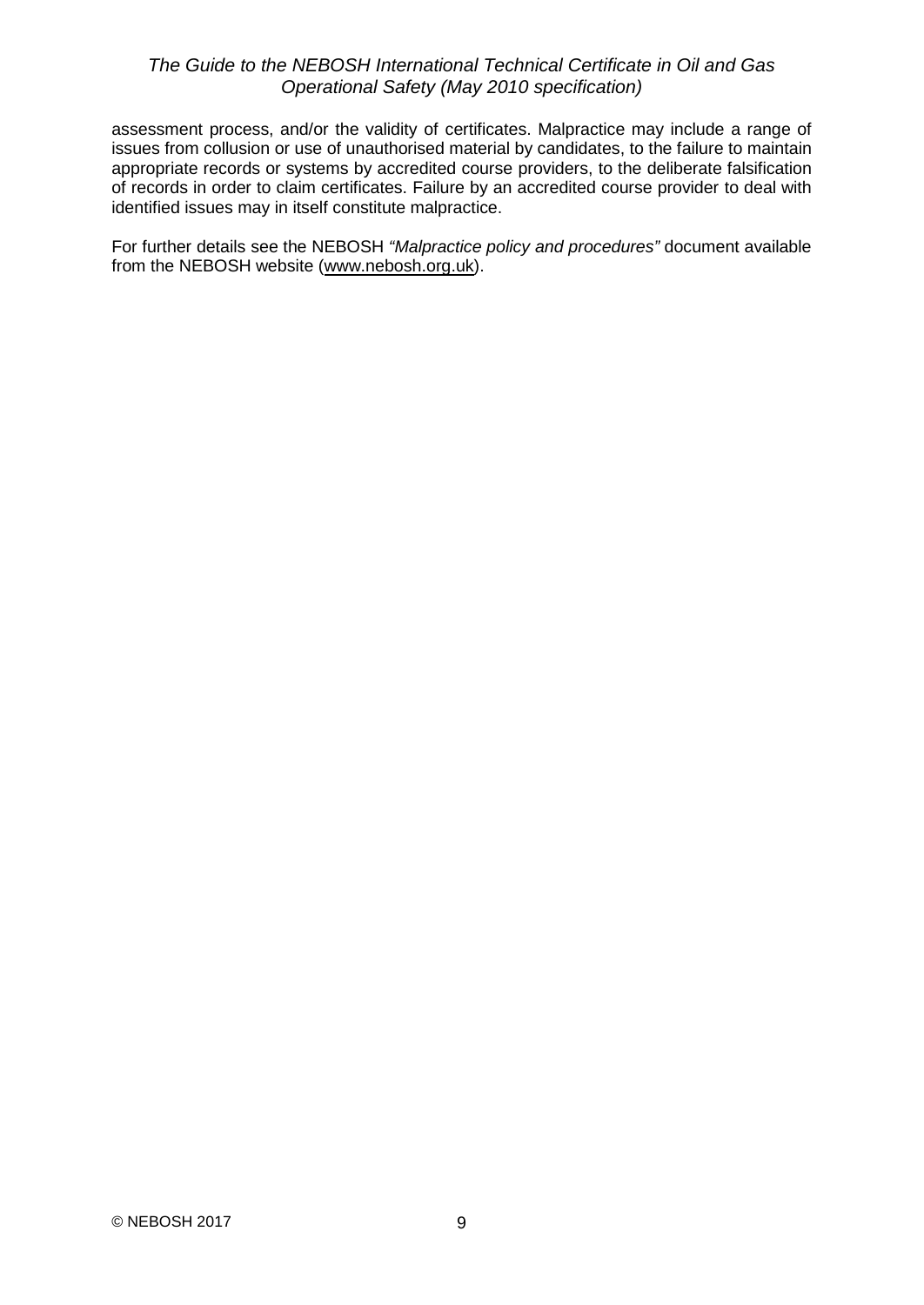assessment process, and/or the validity of certificates. Malpractice may include a range of issues from collusion or use of unauthorised material by candidates, to the failure to maintain appropriate records or systems by accredited course providers, to the deliberate falsification of records in order to claim certificates. Failure by an accredited course provider to deal with identified issues may in itself constitute malpractice.

For further details see the NEBOSH *"Malpractice policy and procedures"* document available from the NEBOSH website (www.nebosh.org.uk).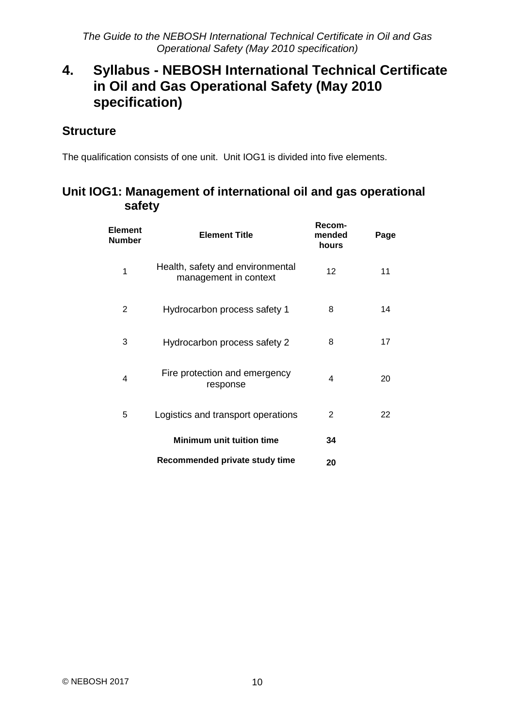# 4. Syllabus - NEBOSH International Technical Certificate in Oil and Gas Operational Safety (May 2010 specification)

## Structure

The qualification consists of one unit. Unit IOG1 is divided into five elements.

## Unit IOG1: Management of international oil and gas operational safety

| Element Number | Element Title | Recom-mended hours | Page |
|---|---|---|---|
| 1 | Health, safety and environmental management in context | 12 | 11 |
| 2 | Hydrocarbon process safety 1 | 8 | 14 |
| 3 | Hydrocarbon process safety 2 | 8 | 17 |
| 4 | Fire protection and emergency response | 4 | 20 |
| 5 | Logistics and transport operations | 2 | 22 |
| | **Minimum unit tuition time** | **34** | |
| | **Recommended private study time** | **20** | |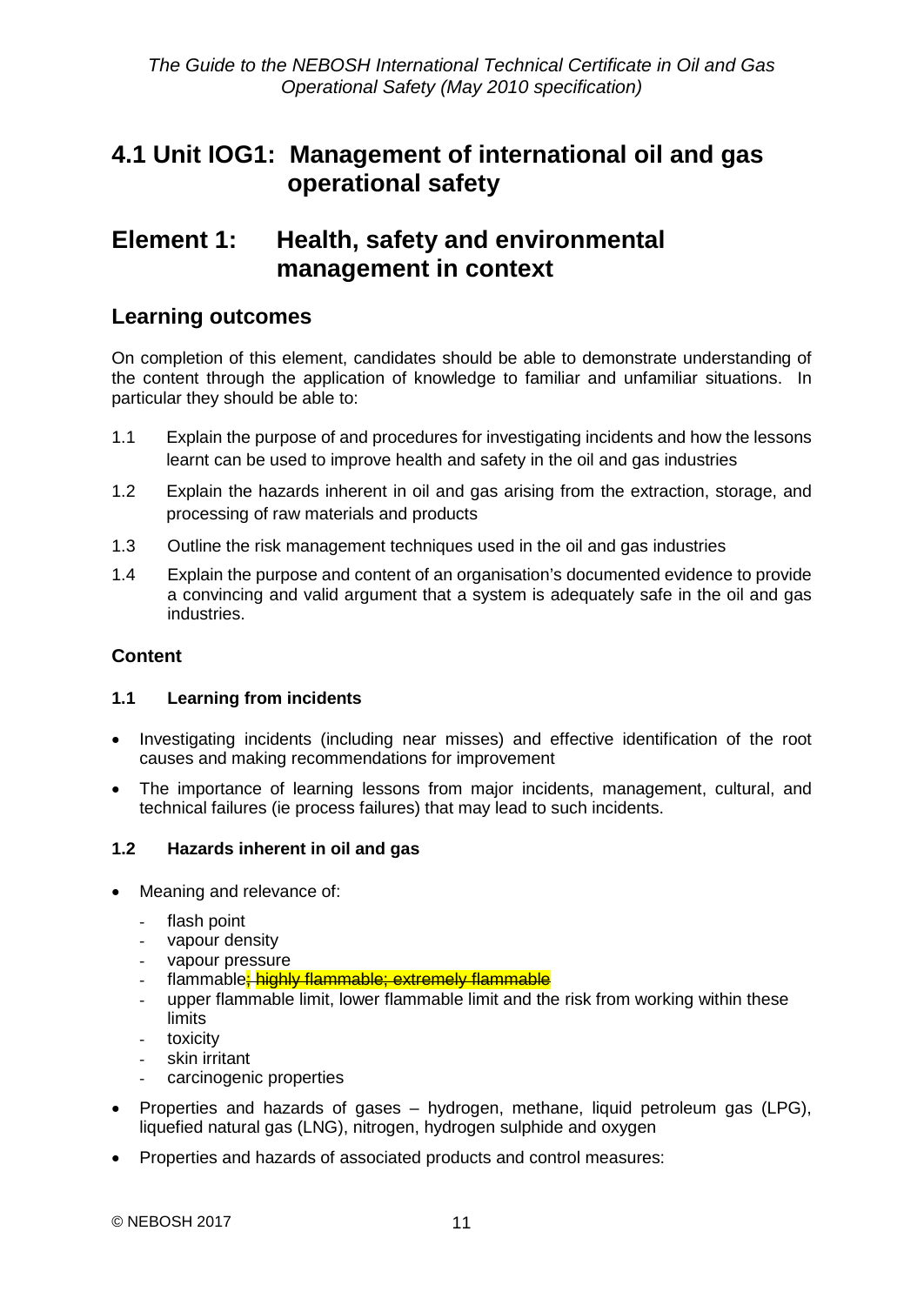# 4.1 Unit IOG1: Management of international oil and gas operational safety

# Element 1: Health, safety and environmental management in context

## Learning outcomes

On completion of this element, candidates should be able to demonstrate understanding of the content through the application of knowledge to familiar and unfamiliar situations. In particular they should be able to:

1.1 Explain the purpose of and procedures for investigating incidents and how the lessons learnt can be used to improve health and safety in the oil and gas industries

1.2 Explain the hazards inherent in oil and gas arising from the extraction, storage, and processing of raw materials and products

1.3 Outline the risk management techniques used in the oil and gas industries

1.4 Explain the purpose and content of an organisation's documented evidence to provide a convincing and valid argument that a system is adequately safe in the oil and gas industries.

### Content

#### 1.1 Learning from incidents

- Investigating incidents (including near misses) and effective identification of the root causes and making recommendations for improvement
- The importance of learning lessons from major incidents, management, cultural, and technical failures (ie process failures) that may lead to such incidents.

#### 1.2 Hazards inherent in oil and gas

- Meaning and relevance of:
  - flash point
  - vapour density
  - vapour pressure
  - flammable~~; highly flammable; extremely flammable~~
  - upper flammable limit, lower flammable limit and the risk from working within these limits
  - toxicity
  - skin irritant
  - carcinogenic properties
- Properties and hazards of gases – hydrogen, methane, liquid petroleum gas (LPG), liquefied natural gas (LNG), nitrogen, hydrogen sulphide and oxygen
- Properties and hazards of associated products and control measures: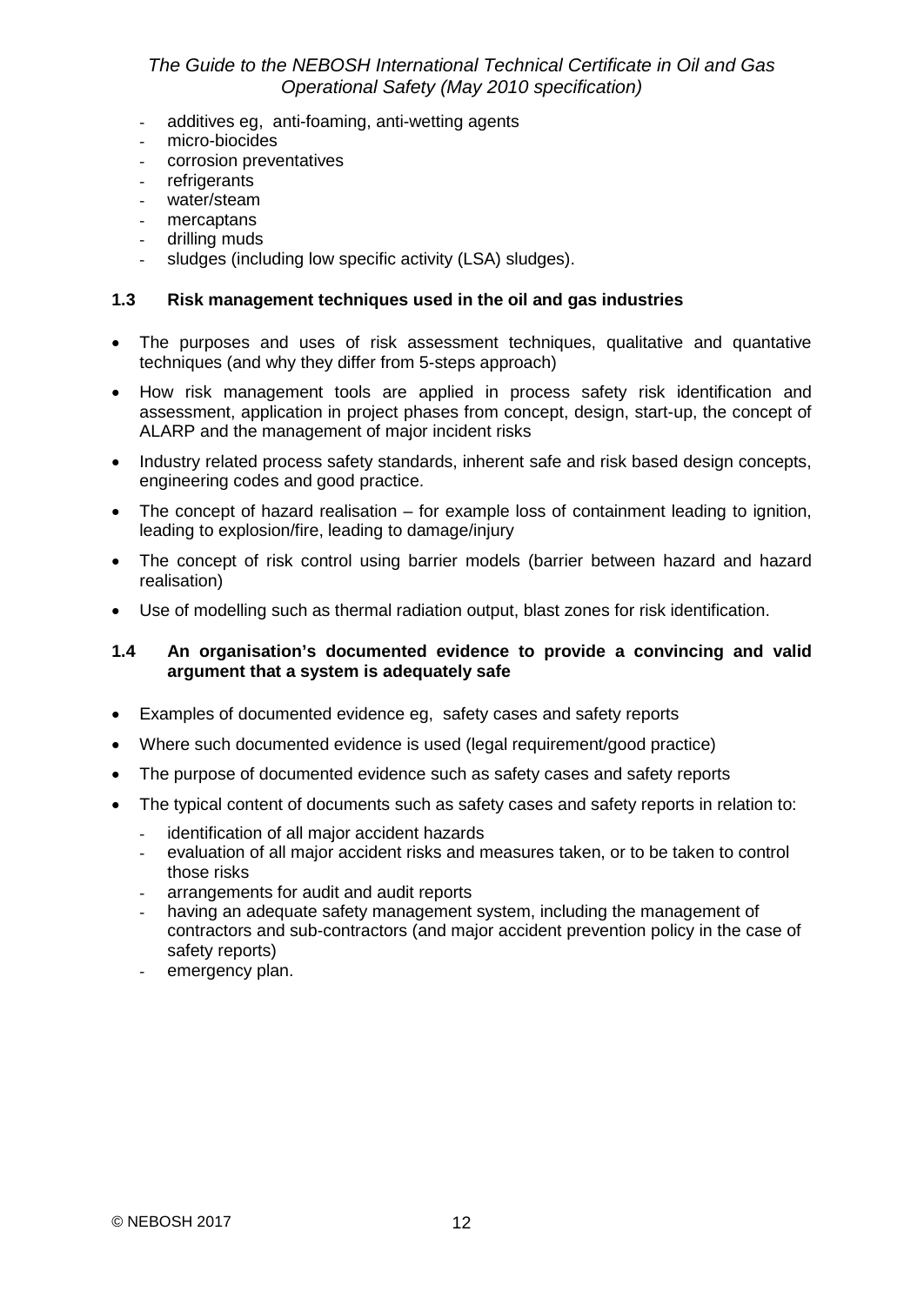- additives eg, anti-foaming, anti-wetting agents
- micro-biocides
- corrosion preventatives
- refrigerants
- water/steam
- mercaptans
- drilling muds
- sludges (including low specific activity (LSA) sludges).

### 1.3 Risk management techniques used in the oil and gas industries

- The purposes and uses of risk assessment techniques, qualitative and quantative techniques (and why they differ from 5-steps approach)
- How risk management tools are applied in process safety risk identification and assessment, application in project phases from concept, design, start-up, the concept of ALARP and the management of major incident risks
- Industry related process safety standards, inherent safe and risk based design concepts, engineering codes and good practice.
- The concept of hazard realisation – for example loss of containment leading to ignition, leading to explosion/fire, leading to damage/injury
- The concept of risk control using barrier models (barrier between hazard and hazard realisation)
- Use of modelling such as thermal radiation output, blast zones for risk identification.

### 1.4 An organisation's documented evidence to provide a convincing and valid argument that a system is adequately safe

- Examples of documented evidence eg, safety cases and safety reports
- Where such documented evidence is used (legal requirement/good practice)
- The purpose of documented evidence such as safety cases and safety reports
- The typical content of documents such as safety cases and safety reports in relation to:
  - identification of all major accident hazards
  - evaluation of all major accident risks and measures taken, or to be taken to control those risks
  - arrangements for audit and audit reports
  - having an adequate safety management system, including the management of contractors and sub-contractors (and major accident prevention policy in the case of safety reports)
  - emergency plan.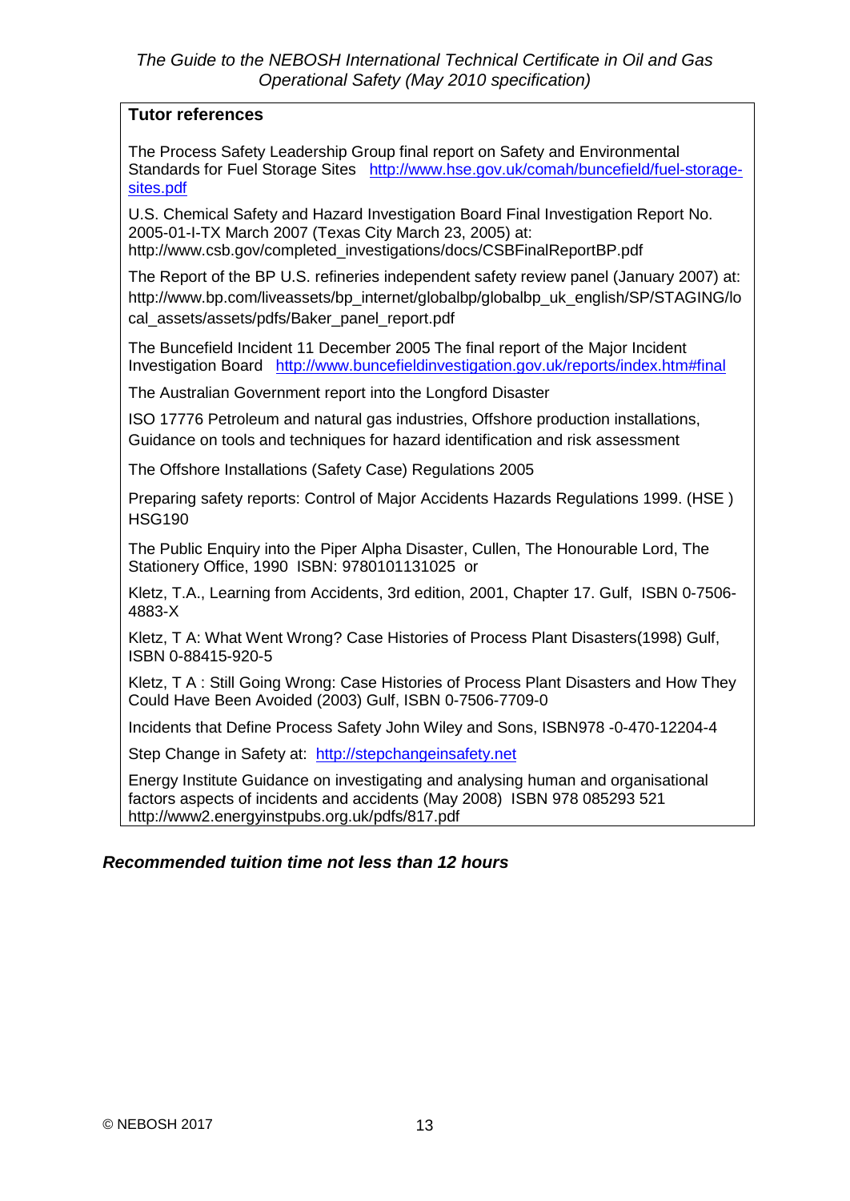**Tutor references**

The Process Safety Leadership Group final report on Safety and Environmental Standards for Fuel Storage Sites http://www.hse.gov.uk/comah/buncefield/fuel-storage-sites.pdf

U.S. Chemical Safety and Hazard Investigation Board Final Investigation Report No. 2005-01-I-TX March 2007 (Texas City March 23, 2005) at: http://www.csb.gov/completed_investigations/docs/CSBFinalReportBP.pdf

The Report of the BP U.S. refineries independent safety review panel (January 2007) at: http://www.bp.com/liveassets/bp_internet/globalbp/globalbp_uk_english/SP/STAGING/local_assets/assets/pdfs/Baker_panel_report.pdf

The Buncefield Incident 11 December 2005 The final report of the Major Incident Investigation Board http://www.buncefieldinvestigation.gov.uk/reports/index.htm#final

The Australian Government report into the Longford Disaster

ISO 17776 Petroleum and natural gas industries, Offshore production installations, Guidance on tools and techniques for hazard identification and risk assessment

The Offshore Installations (Safety Case) Regulations 2005

Preparing safety reports: Control of Major Accidents Hazards Regulations 1999. (HSE ) HSG190

The Public Enquiry into the Piper Alpha Disaster, Cullen, The Honourable Lord, The Stationery Office, 1990 ISBN: 9780101131025 or

Kletz, T.A., Learning from Accidents, 3rd edition, 2001, Chapter 17. Gulf, ISBN 0-7506-4883-X

Kletz, T A: What Went Wrong? Case Histories of Process Plant Disasters(1998) Gulf, ISBN 0-88415-920-5

Kletz, T A : Still Going Wrong: Case Histories of Process Plant Disasters and How They Could Have Been Avoided (2003) Gulf, ISBN 0-7506-7709-0

Incidents that Define Process Safety John Wiley and Sons, ISBN978 -0-470-12204-4

Step Change in Safety at: http://stepchangeinsafety.net

Energy Institute Guidance on investigating and analysing human and organisational factors aspects of incidents and accidents (May 2008) ISBN 978 085293 521 http://www2.energyinstpubs.org.uk/pdfs/817.pdf

***Recommended tuition time not less than 12 hours***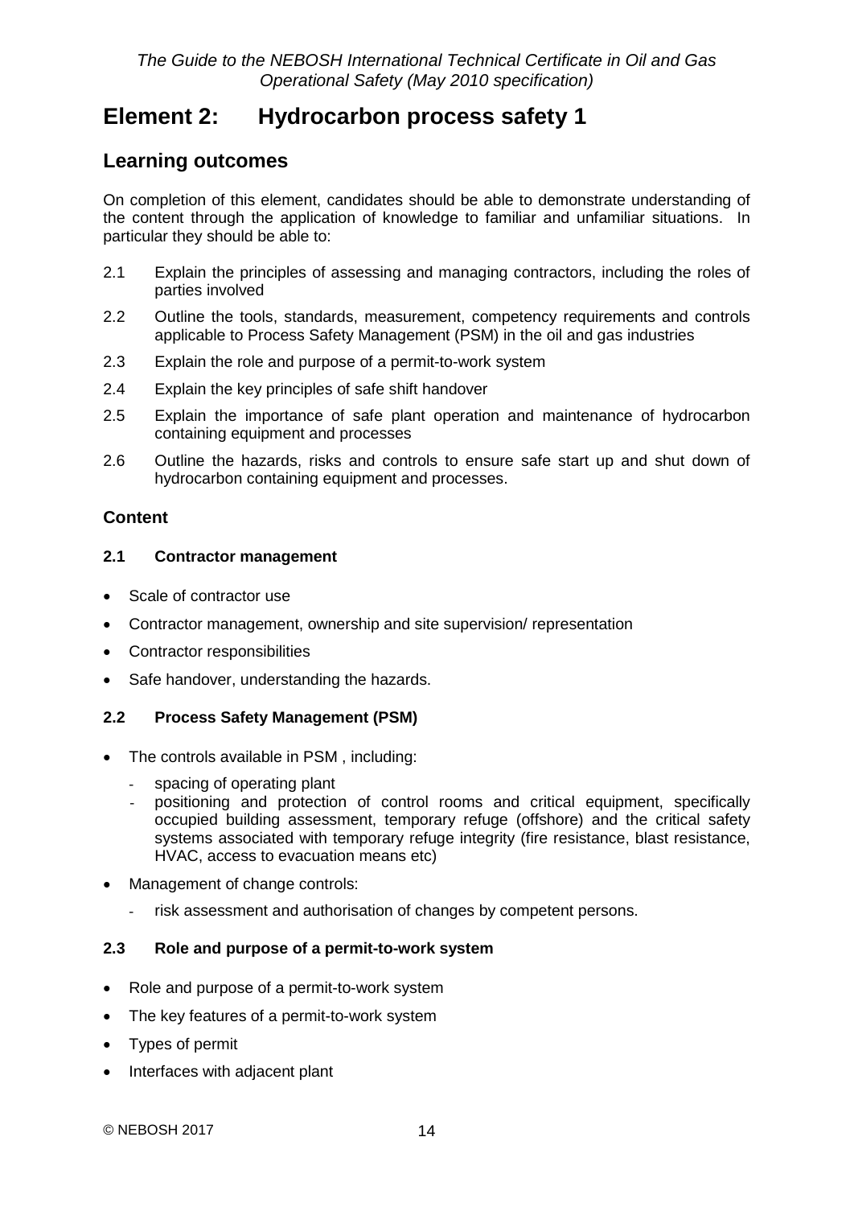# Element 2: Hydrocarbon process safety 1

## Learning outcomes

On completion of this element, candidates should be able to demonstrate understanding of the content through the application of knowledge to familiar and unfamiliar situations. In particular they should be able to:

2.1 Explain the principles of assessing and managing contractors, including the roles of parties involved

2.2 Outline the tools, standards, measurement, competency requirements and controls applicable to Process Safety Management (PSM) in the oil and gas industries

2.3 Explain the role and purpose of a permit-to-work system

2.4 Explain the key principles of safe shift handover

2.5 Explain the importance of safe plant operation and maintenance of hydrocarbon containing equipment and processes

2.6 Outline the hazards, risks and controls to ensure safe start up and shut down of hydrocarbon containing equipment and processes.

### Content

#### 2.1 Contractor management

- Scale of contractor use
- Contractor management, ownership and site supervision/ representation
- Contractor responsibilities
- Safe handover, understanding the hazards.

#### 2.2 Process Safety Management (PSM)

- The controls available in PSM , including:
  - spacing of operating plant
  - positioning and protection of control rooms and critical equipment, specifically occupied building assessment, temporary refuge (offshore) and the critical safety systems associated with temporary refuge integrity (fire resistance, blast resistance, HVAC, access to evacuation means etc)
- Management of change controls:
  - risk assessment and authorisation of changes by competent persons.

#### 2.3 Role and purpose of a permit-to-work system

- Role and purpose of a permit-to-work system
- The key features of a permit-to-work system
- Types of permit
- Interfaces with adjacent plant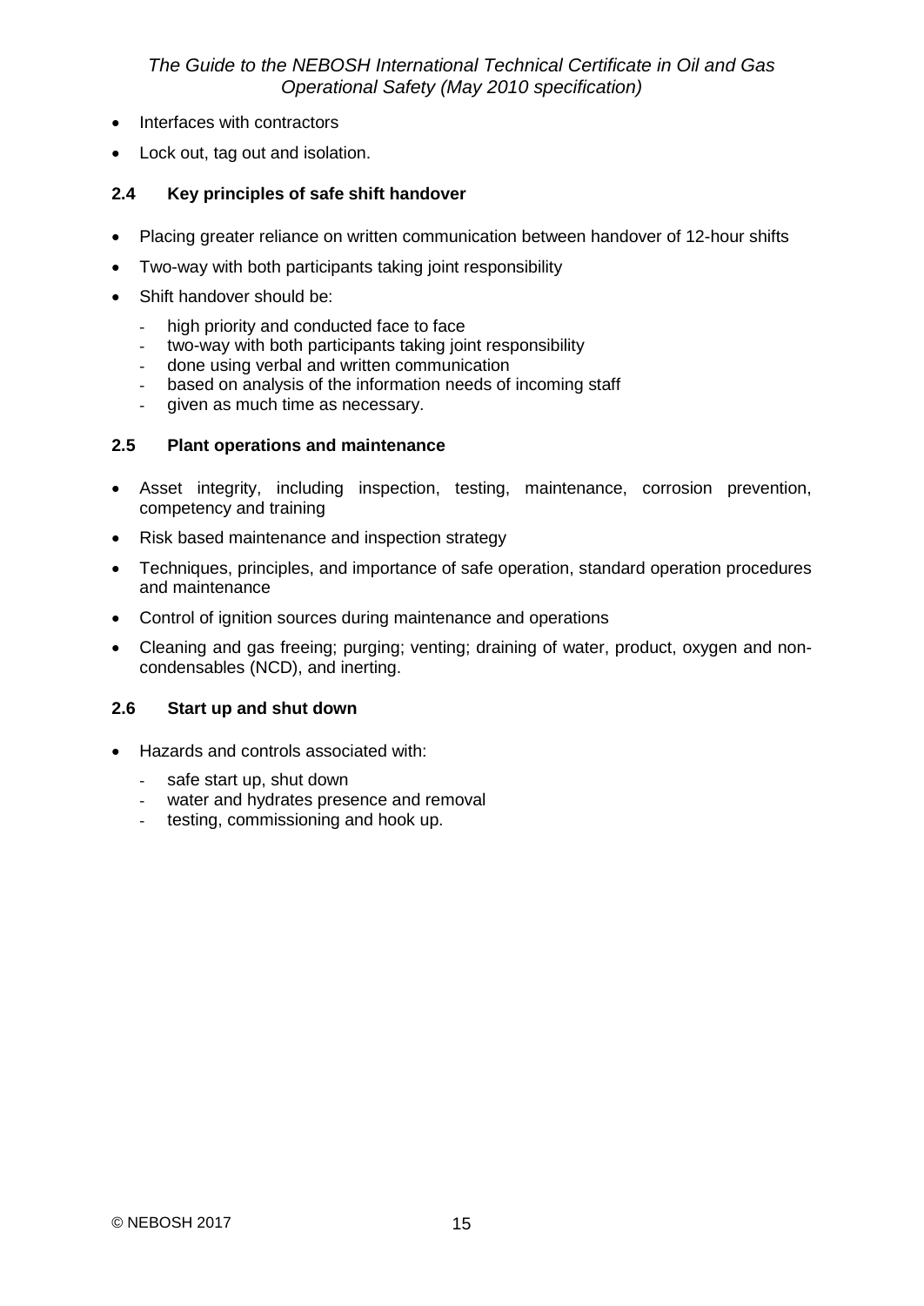- Interfaces with contractors
- Lock out, tag out and isolation.

### 2.4 Key principles of safe shift handover

- Placing greater reliance on written communication between handover of 12-hour shifts
- Two-way with both participants taking joint responsibility
- Shift handover should be:
  - high priority and conducted face to face
  - two-way with both participants taking joint responsibility
  - done using verbal and written communication
  - based on analysis of the information needs of incoming staff
  - given as much time as necessary.

### 2.5 Plant operations and maintenance

- Asset integrity, including inspection, testing, maintenance, corrosion prevention, competency and training
- Risk based maintenance and inspection strategy
- Techniques, principles, and importance of safe operation, standard operation procedures and maintenance
- Control of ignition sources during maintenance and operations
- Cleaning and gas freeing; purging; venting; draining of water, product, oxygen and non-condensables (NCD), and inerting.

### 2.6 Start up and shut down

- Hazards and controls associated with:
  - safe start up, shut down
  - water and hydrates presence and removal
  - testing, commissioning and hook up.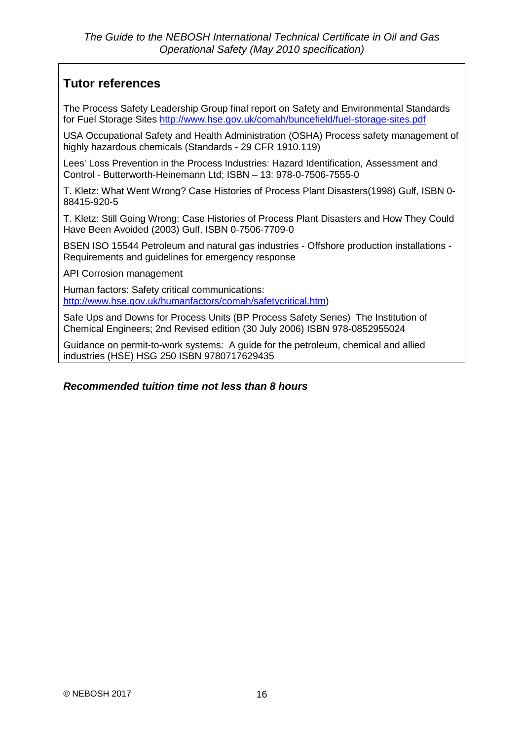## Tutor references

The Process Safety Leadership Group final report on Safety and Environmental Standards for Fuel Storage Sites http://www.hse.gov.uk/comah/buncefield/fuel-storage-sites.pdf

USA Occupational Safety and Health Administration (OSHA) Process safety management of highly hazardous chemicals (Standards - 29 CFR 1910.119)

Lees' Loss Prevention in the Process Industries: Hazard Identification, Assessment and Control - Butterworth-Heinemann Ltd; ISBN – 13: 978-0-7506-7555-0

T. Kletz: What Went Wrong? Case Histories of Process Plant Disasters(1998) Gulf, ISBN 0-88415-920-5

T. Kletz: Still Going Wrong: Case Histories of Process Plant Disasters and How They Could Have Been Avoided (2003) Gulf, ISBN 0-7506-7709-0

BSEN ISO 15544 Petroleum and natural gas industries - Offshore production installations - Requirements and guidelines for emergency response

API Corrosion management

Human factors: Safety critical communications: http://www.hse.gov.uk/humanfactors/comah/safetycritical.htm)

Safe Ups and Downs for Process Units (BP Process Safety Series) The Institution of Chemical Engineers; 2nd Revised edition (30 July 2006) ISBN 978-0852955024

Guidance on permit-to-work systems: A guide for the petroleum, chemical and allied industries (HSE) HSG 250 ISBN 9780717629435

***Recommended tuition time not less than 8 hours***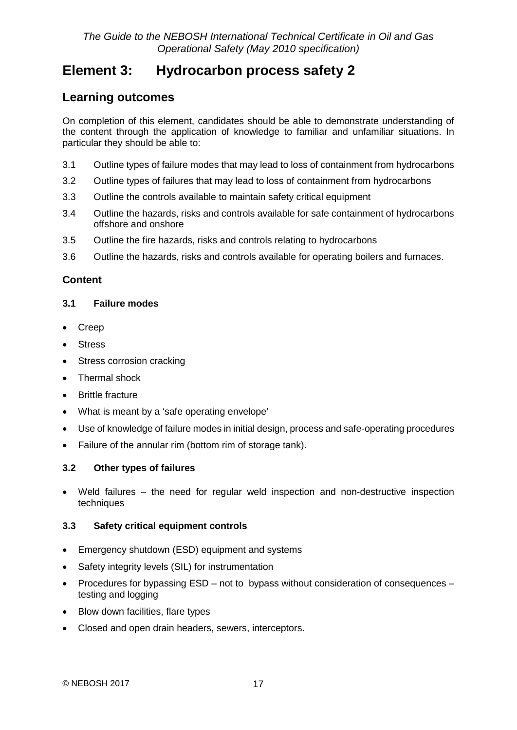# Element 3: Hydrocarbon process safety 2

## Learning outcomes

On completion of this element, candidates should be able to demonstrate understanding of the content through the application of knowledge to familiar and unfamiliar situations. In particular they should be able to:

3.1 Outline types of failure modes that may lead to loss of containment from hydrocarbons

3.2 Outline types of failures that may lead to loss of containment from hydrocarbons

3.3 Outline the controls available to maintain safety critical equipment

3.4 Outline the hazards, risks and controls available for safe containment of hydrocarbons offshore and onshore

3.5 Outline the fire hazards, risks and controls relating to hydrocarbons

3.6 Outline the hazards, risks and controls available for operating boilers and furnaces.

### Content

#### 3.1 Failure modes

- Creep
- Stress
- Stress corrosion cracking
- Thermal shock
- Brittle fracture
- What is meant by a 'safe operating envelope'
- Use of knowledge of failure modes in initial design, process and safe-operating procedures
- Failure of the annular rim (bottom rim of storage tank).

#### 3.2 Other types of failures

- Weld failures – the need for regular weld inspection and non-destructive inspection techniques

#### 3.3 Safety critical equipment controls

- Emergency shutdown (ESD) equipment and systems
- Safety integrity levels (SIL) for instrumentation
- Procedures for bypassing ESD – not to bypass without consideration of consequences – testing and logging
- Blow down facilities, flare types
- Closed and open drain headers, sewers, interceptors.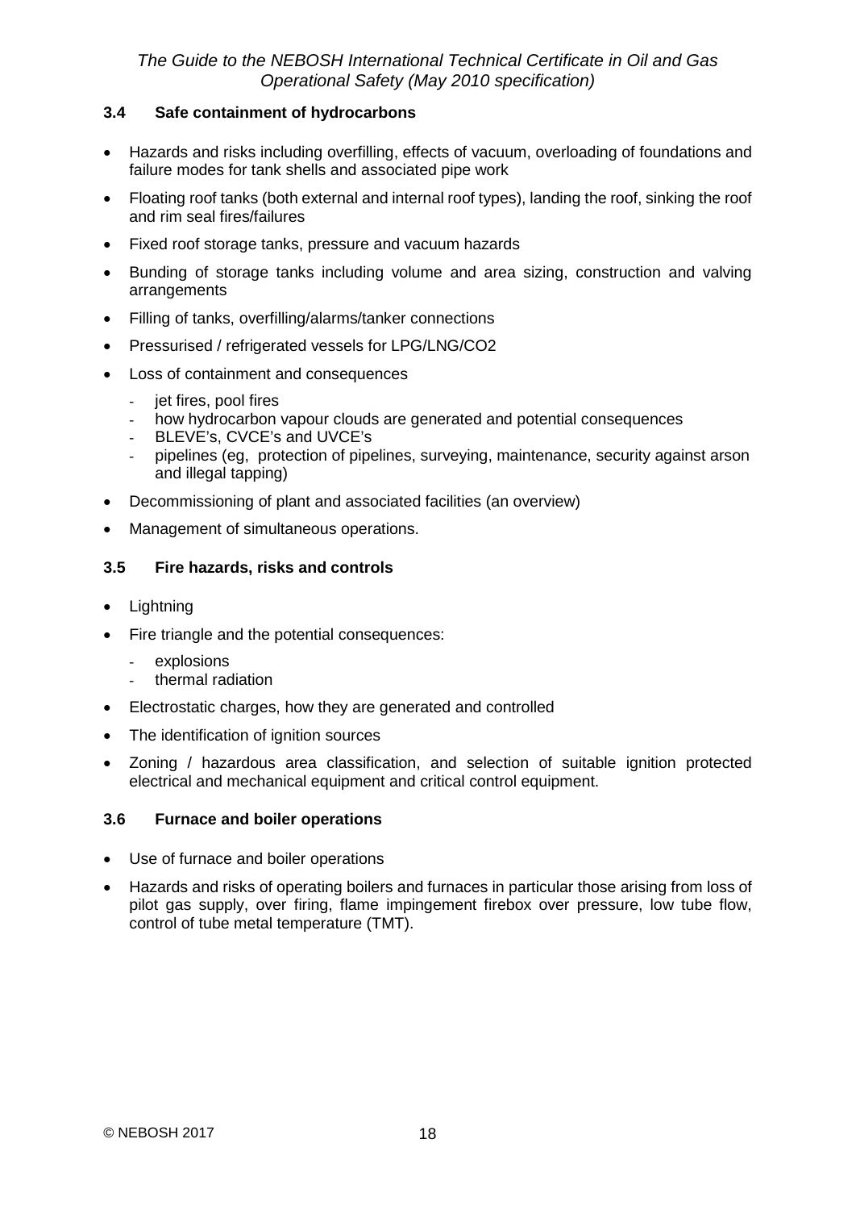### 3.4 Safe containment of hydrocarbons

- Hazards and risks including overfilling, effects of vacuum, overloading of foundations and failure modes for tank shells and associated pipe work
- Floating roof tanks (both external and internal roof types), landing the roof, sinking the roof and rim seal fires/failures
- Fixed roof storage tanks, pressure and vacuum hazards
- Bunding of storage tanks including volume and area sizing, construction and valving arrangements
- Filling of tanks, overfilling/alarms/tanker connections
- Pressurised / refrigerated vessels for LPG/LNG/$CO_2$
- Loss of containment and consequences
  - jet fires, pool fires
  - how hydrocarbon vapour clouds are generated and potential consequences
  - BLEVE's, CVCE's and UVCE's
  - pipelines (eg, protection of pipelines, surveying, maintenance, security against arson and illegal tapping)
- Decommissioning of plant and associated facilities (an overview)
- Management of simultaneous operations.

### 3.5 Fire hazards, risks and controls

- Lightning
- Fire triangle and the potential consequences:
  - explosions
  - thermal radiation
- Electrostatic charges, how they are generated and controlled
- The identification of ignition sources
- Zoning / hazardous area classification, and selection of suitable ignition protected electrical and mechanical equipment and critical control equipment.

### 3.6 Furnace and boiler operations

- Use of furnace and boiler operations
- Hazards and risks of operating boilers and furnaces in particular those arising from loss of pilot gas supply, over firing, flame impingement firebox over pressure, low tube flow, control of tube metal temperature (TMT).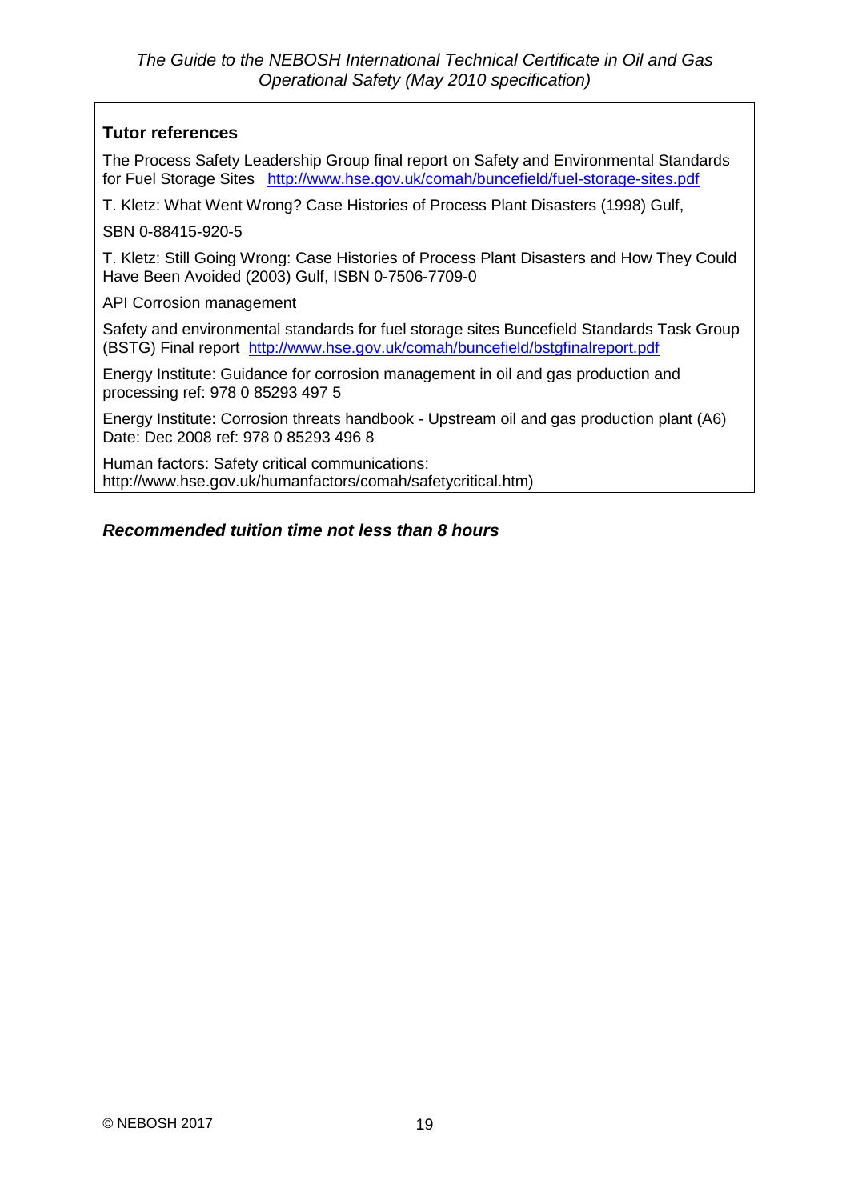**Tutor references**

The Process Safety Leadership Group final report on Safety and Environmental Standards for Fuel Storage Sites http://www.hse.gov.uk/comah/buncefield/fuel-storage-sites.pdf

T. Kletz: What Went Wrong? Case Histories of Process Plant Disasters (1998) Gulf,

SBN 0-88415-920-5

T. Kletz: Still Going Wrong: Case Histories of Process Plant Disasters and How They Could Have Been Avoided (2003) Gulf, ISBN 0-7506-7709-0

API Corrosion management

Safety and environmental standards for fuel storage sites Buncefield Standards Task Group (BSTG) Final report http://www.hse.gov.uk/comah/buncefield/bstgfinalreport.pdf

Energy Institute: Guidance for corrosion management in oil and gas production and processing ref: 978 0 85293 497 5

Energy Institute: Corrosion threats handbook - Upstream oil and gas production plant (A6) Date: Dec 2008 ref: 978 0 85293 496 8

Human factors: Safety critical communications: http://www.hse.gov.uk/humanfactors/comah/safetycritical.htm)

***Recommended tuition time not less than 8 hours***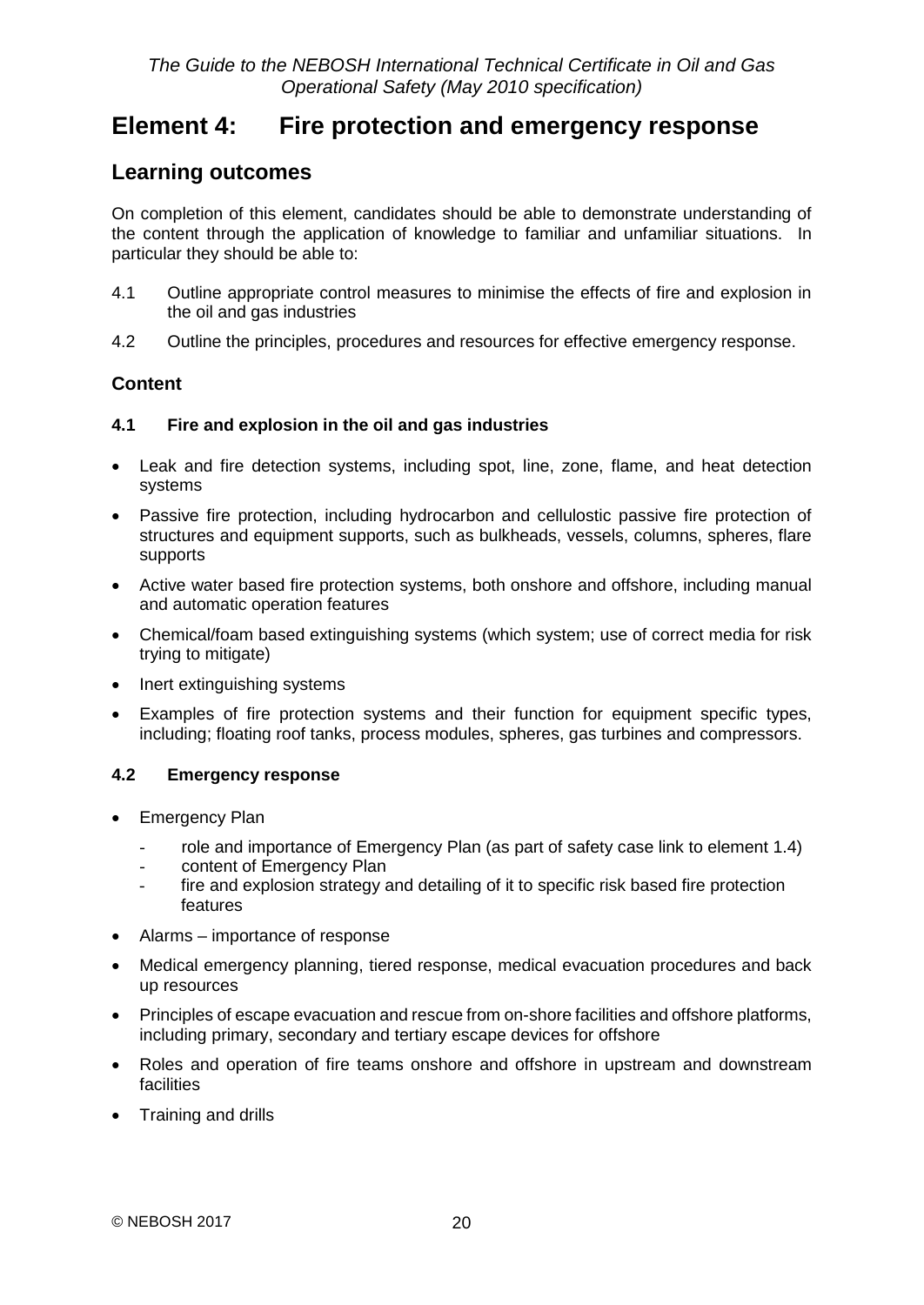# Element 4: Fire protection and emergency response

## Learning outcomes

On completion of this element, candidates should be able to demonstrate understanding of the content through the application of knowledge to familiar and unfamiliar situations. In particular they should be able to:

4.1 Outline appropriate control measures to minimise the effects of fire and explosion in the oil and gas industries

4.2 Outline the principles, procedures and resources for effective emergency response.

### Content

#### 4.1 Fire and explosion in the oil and gas industries

- Leak and fire detection systems, including spot, line, zone, flame, and heat detection systems
- Passive fire protection, including hydrocarbon and cellulostic passive fire protection of structures and equipment supports, such as bulkheads, vessels, columns, spheres, flare supports
- Active water based fire protection systems, both onshore and offshore, including manual and automatic operation features
- Chemical/foam based extinguishing systems (which system; use of correct media for risk trying to mitigate)
- Inert extinguishing systems
- Examples of fire protection systems and their function for equipment specific types, including; floating roof tanks, process modules, spheres, gas turbines and compressors.

#### 4.2 Emergency response

- Emergency Plan
  - role and importance of Emergency Plan (as part of safety case link to element 1.4)
  - content of Emergency Plan
  - fire and explosion strategy and detailing of it to specific risk based fire protection features
- Alarms – importance of response
- Medical emergency planning, tiered response, medical evacuation procedures and back up resources
- Principles of escape evacuation and rescue from on-shore facilities and offshore platforms, including primary, secondary and tertiary escape devices for offshore
- Roles and operation of fire teams onshore and offshore in upstream and downstream facilities
- Training and drills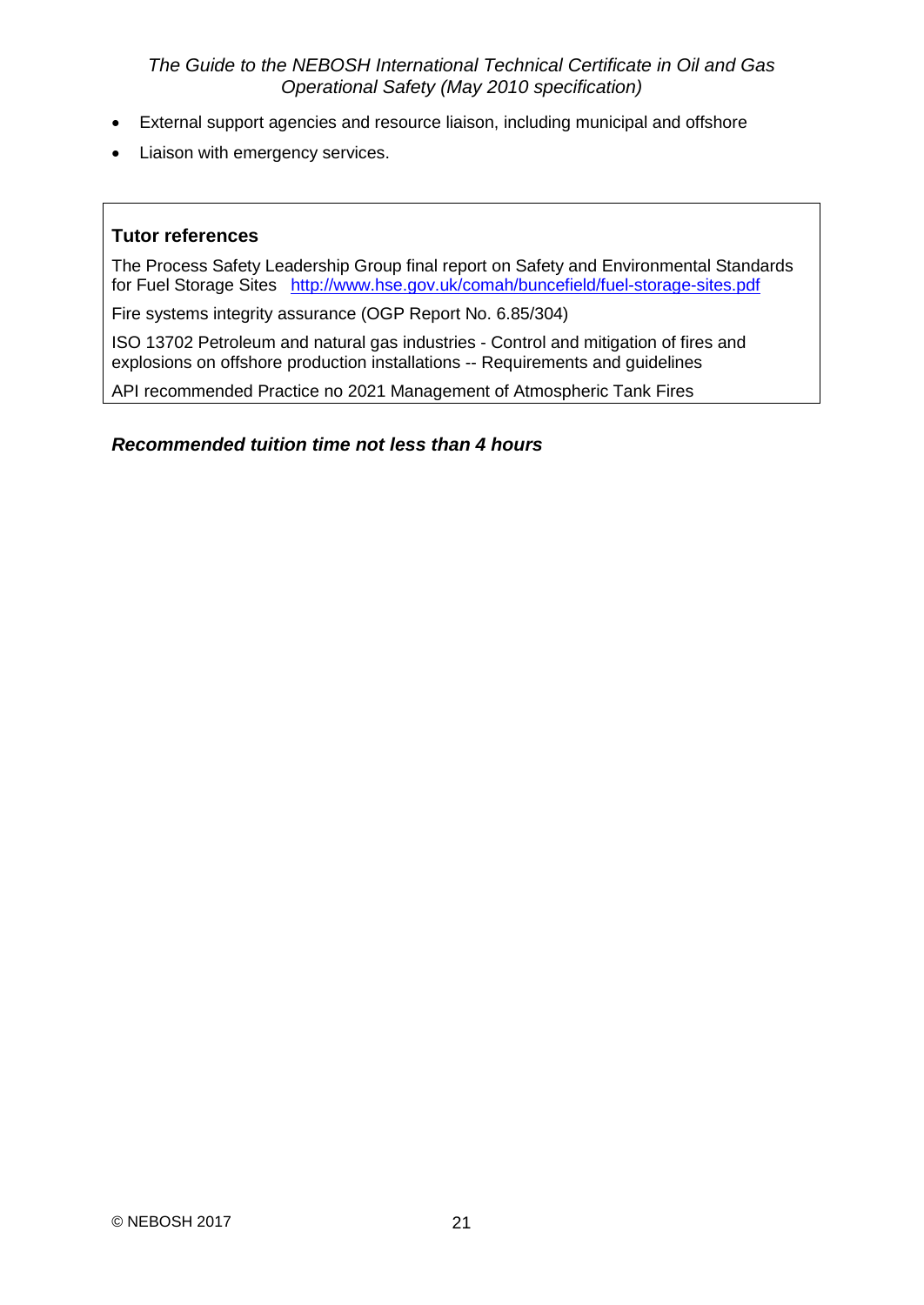- External support agencies and resource liaison, including municipal and offshore
- Liaison with emergency services.

**Tutor references**

The Process Safety Leadership Group final report on Safety and Environmental Standards for Fuel Storage Sites http://www.hse.gov.uk/comah/buncefield/fuel-storage-sites.pdf

Fire systems integrity assurance (OGP Report No. 6.85/304)

ISO 13702 Petroleum and natural gas industries - Control and mitigation of fires and explosions on offshore production installations -- Requirements and guidelines

API recommended Practice no 2021 Management of Atmospheric Tank Fires

***Recommended tuition time not less than 4 hours***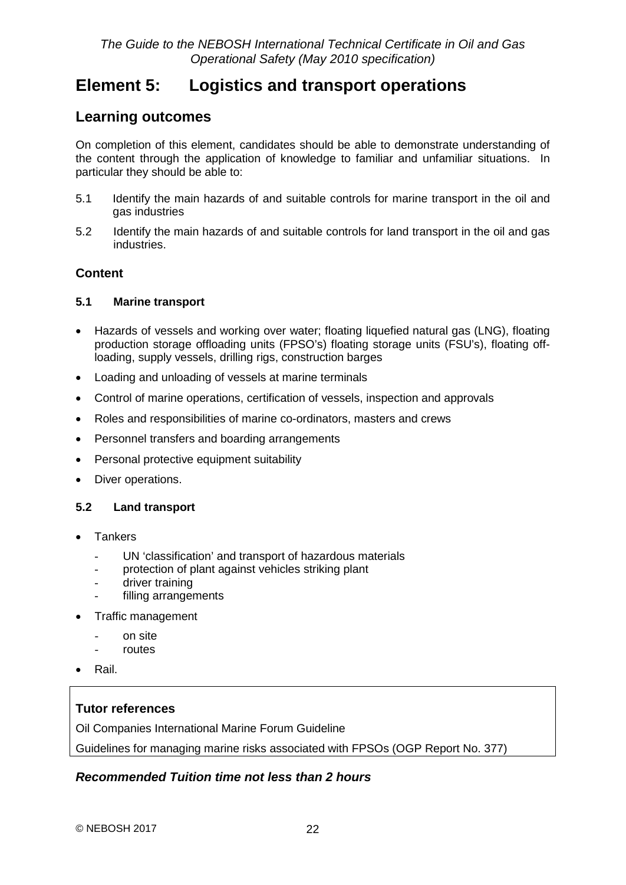# Element 5: Logistics and transport operations

## Learning outcomes

On completion of this element, candidates should be able to demonstrate understanding of the content through the application of knowledge to familiar and unfamiliar situations. In particular they should be able to:

5.1 Identify the main hazards of and suitable controls for marine transport in the oil and gas industries

5.2 Identify the main hazards of and suitable controls for land transport in the oil and gas industries.

### Content

#### 5.1 Marine transport

- Hazards of vessels and working over water; floating liquefied natural gas (LNG), floating production storage offloading units (FPSO's) floating storage units (FSU's), floating off-loading, supply vessels, drilling rigs, construction barges
- Loading and unloading of vessels at marine terminals
- Control of marine operations, certification of vessels, inspection and approvals
- Roles and responsibilities of marine co-ordinators, masters and crews
- Personnel transfers and boarding arrangements
- Personal protective equipment suitability
- Diver operations.

#### 5.2 Land transport

- Tankers
  - UN 'classification' and transport of hazardous materials
  - protection of plant against vehicles striking plant
  - driver training
  - filling arrangements
- Traffic management
  - on site
  - routes
- Rail.

**Tutor references**

Oil Companies International Marine Forum Guideline

Guidelines for managing marine risks associated with FPSOs (OGP Report No. 377)

***Recommended Tuition time not less than 2 hours***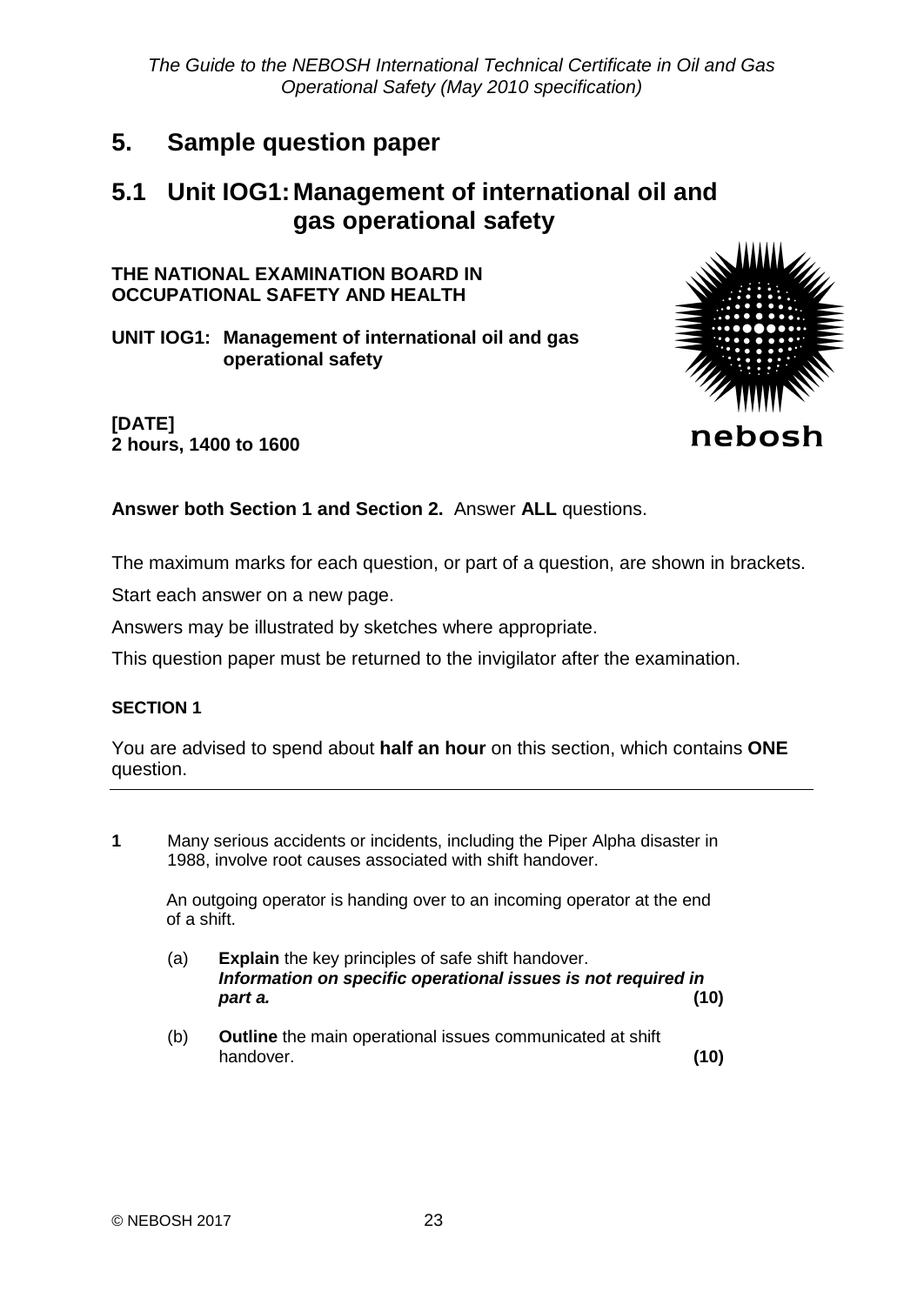# 5. Sample question paper

## 5.1 Unit IOG1: Management of international oil and gas operational safety

**THE NATIONAL EXAMINATION BOARD IN OCCUPATIONAL SAFETY AND HEALTH**

**UNIT IOG1: Management of international oil and gas operational safety**

**[DATE]**
**2 hours, 1400 to 1600**

**Answer both Section 1 and Section 2.** Answer **ALL** questions.

The maximum marks for each question, or part of a question, are shown in brackets.

Start each answer on a new page.

Answers may be illustrated by sketches where appropriate.

This question paper must be returned to the invigilator after the examination.

**SECTION 1**

You are advised to spend about **half an hour** on this section, which contains **ONE** question.

---

**1** Many serious accidents or incidents, including the Piper Alpha disaster in 1988, involve root causes associated with shift handover.

An outgoing operator is handing over to an incoming operator at the end of a shift.

(a) **Explain** the key principles of safe shift handover. ***Information on specific operational issues is not required in part a.*** **(10)**

(b) **Outline** the main operational issues communicated at shift handover. **(10)**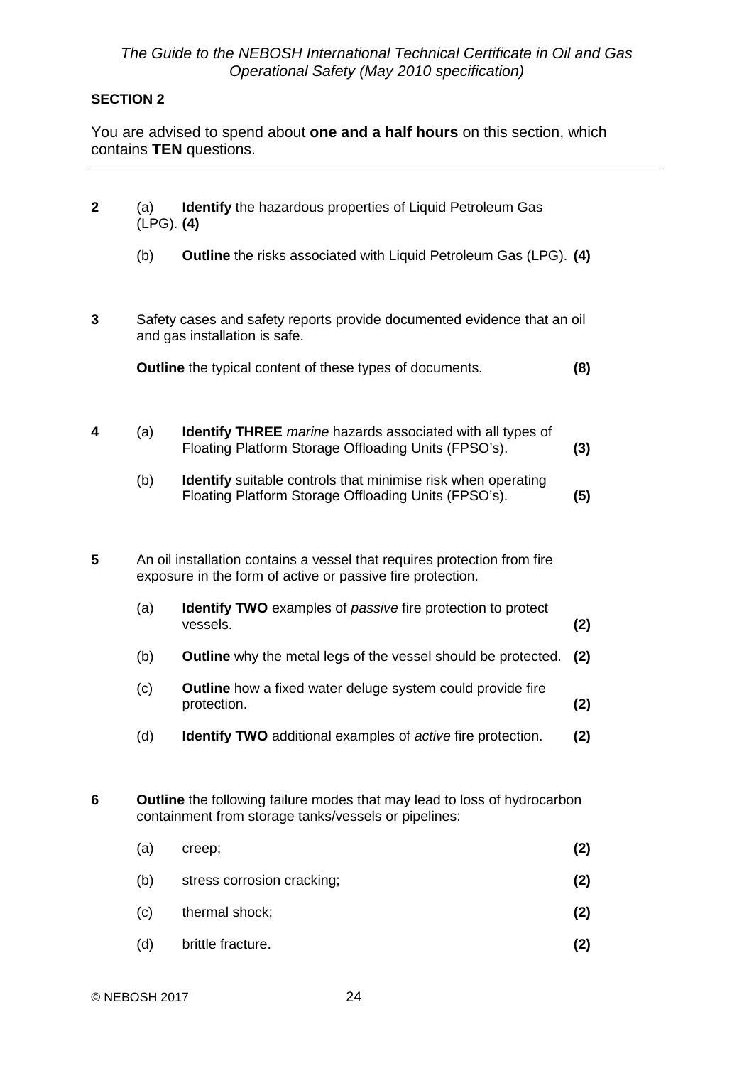## SECTION 2

You are advised to spend about **one and a half hours** on this section, which contains **TEN** questions.

---

**2** (a) **Identify** the hazardous properties of Liquid Petroleum Gas (LPG). **(4)**

(b) **Outline** the risks associated with Liquid Petroleum Gas (LPG). **(4)**

**3** Safety cases and safety reports provide documented evidence that an oil and gas installation is safe.

**Outline** the typical content of these types of documents. **(8)**

**4** (a) **Identify THREE** *marine* hazards associated with all types of Floating Platform Storage Offloading Units (FPSO's). **(3)**

(b) **Identify** suitable controls that minimise risk when operating Floating Platform Storage Offloading Units (FPSO's). **(5)**

**5** An oil installation contains a vessel that requires protection from fire exposure in the form of active or passive fire protection.

(a) **Identify TWO** examples of *passive* fire protection to protect vessels. **(2)**

(b) **Outline** why the metal legs of the vessel should be protected. **(2)**

(c) **Outline** how a fixed water deluge system could provide fire protection. **(2)**

(d) **Identify TWO** additional examples of *active* fire protection. **(2)**

**6** **Outline** the following failure modes that may lead to loss of hydrocarbon containment from storage tanks/vessels or pipelines:

(a) creep; **(2)**

(b) stress corrosion cracking; **(2)**

(c) thermal shock; **(2)**

(d) brittle fracture. **(2)**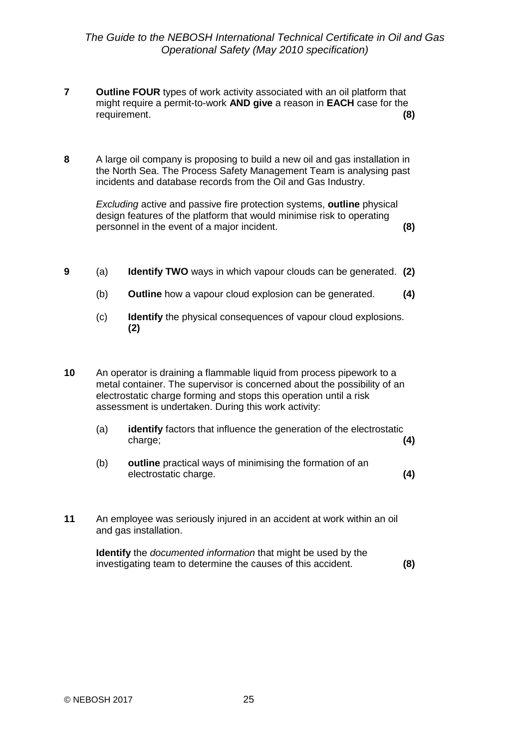**7** **Outline FOUR** types of work activity associated with an oil platform that might require a permit-to-work **AND give** a reason in **EACH** case for the requirement. **(8)**

**8** A large oil company is proposing to build a new oil and gas installation in the North Sea. The Process Safety Management Team is analysing past incidents and database records from the Oil and Gas Industry.

*Excluding* active and passive fire protection systems, **outline** physical design features of the platform that would minimise risk to operating personnel in the event of a major incident. **(8)**

**9** (a) **Identify TWO** ways in which vapour clouds can be generated. **(2)**

(b) **Outline** how a vapour cloud explosion can be generated. **(4)**

(c) **Identify** the physical consequences of vapour cloud explosions. **(2)**

**10** An operator is draining a flammable liquid from process pipework to a metal container. The supervisor is concerned about the possibility of an electrostatic charge forming and stops this operation until a risk assessment is undertaken. During this work activity:

(a) **identify** factors that influence the generation of the electrostatic charge; **(4)**

(b) **outline** practical ways of minimising the formation of an electrostatic charge. **(4)**

**11** An employee was seriously injured in an accident at work within an oil and gas installation.

**Identify** the *documented information* that might be used by the investigating team to determine the causes of this accident. **(8)**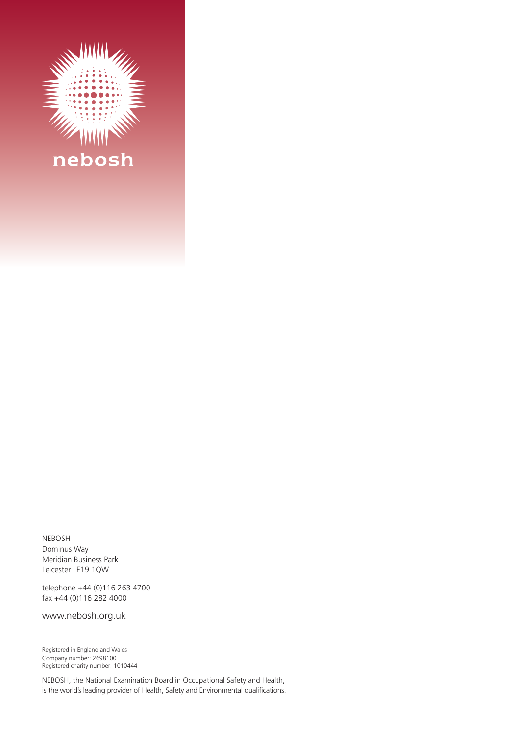nebosh

NEBOSH
Dominus Way
Meridian Business Park
Leicester LE19 1QW

telephone +44 (0)116 263 4700
fax +44 (0)116 282 4000

www.nebosh.org.uk

Registered in England and Wales
Company number: 2698100
Registered charity number: 1010444

NEBOSH, the National Examination Board in Occupational Safety and Health, is the world's leading provider of Health, Safety and Environmental qualifications.